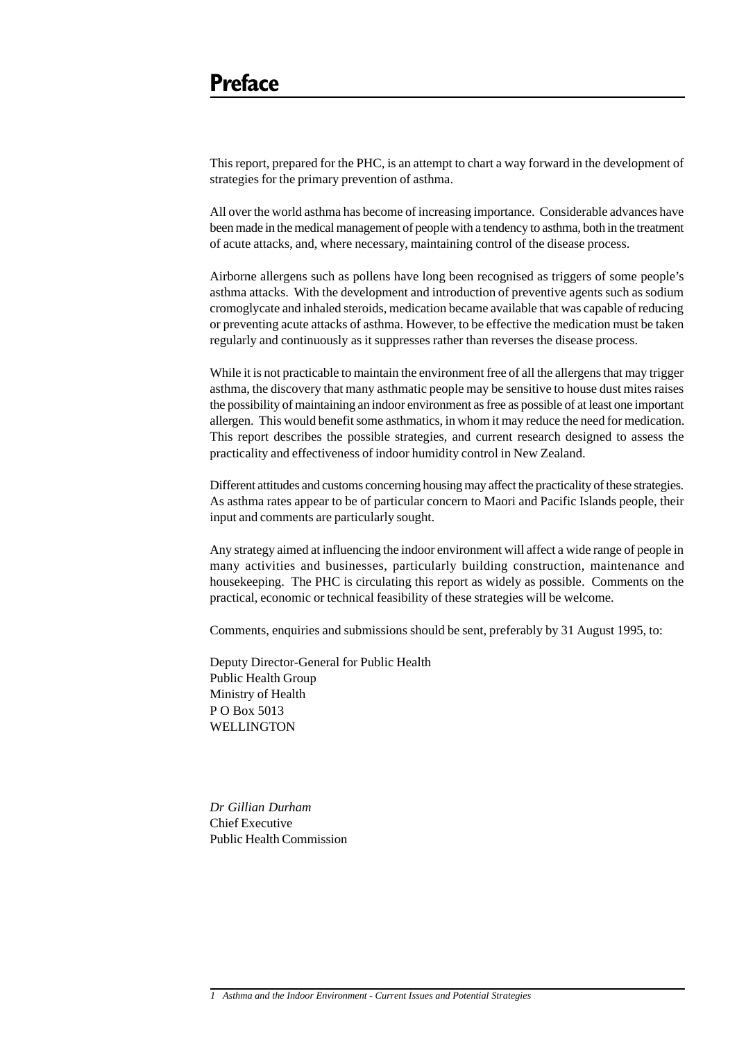# Preface

This report, prepared for the PHC, is an attempt to chart a way forward in the development of strategies for the primary prevention of asthma.

All over the world asthma has become of increasing importance. Considerable advances have been made in the medical management of people with a tendency to asthma, both in the treatment of acute attacks, and, where necessary, maintaining control of the disease process.

Airborne allergens such as pollens have long been recognised as triggers of some people's asthma attacks. With the development and introduction of preventive agents such as sodium cromoglycate and inhaled steroids, medication became available that was capable of reducing or preventing acute attacks of asthma. However, to be effective the medication must be taken regularly and continuously as it suppresses rather than reverses the disease process.

While it is not practicable to maintain the environment free of all the allergens that may trigger asthma, the discovery that many asthmatic people may be sensitive to house dust mites raises the possibility of maintaining an indoor environment as free as possible of at least one important allergen. This would benefit some asthmatics, in whom it may reduce the need for medication. This report describes the possible strategies, and current research designed to assess the practicality and effectiveness of indoor humidity control in New Zealand.

Different attitudes and customs concerning housing may affect the practicality of these strategies. As asthma rates appear to be of particular concern to Maori and Pacific Islands people, their input and comments are particularly sought.

Any strategy aimed at influencing the indoor environment will affect a wide range of people in many activities and businesses, particularly building construction, maintenance and housekeeping. The PHC is circulating this report as widely as possible. Comments on the practical, economic or technical feasibility of these strategies will be welcome.

Comments, enquiries and submissions should be sent, preferably by 31 August 1995, to:

Deputy Director-General for Public Health
Public Health Group
Ministry of Health
P O Box 5013
WELLINGTON

*Dr Gillian Durham*
Chief Executive
Public Health Commission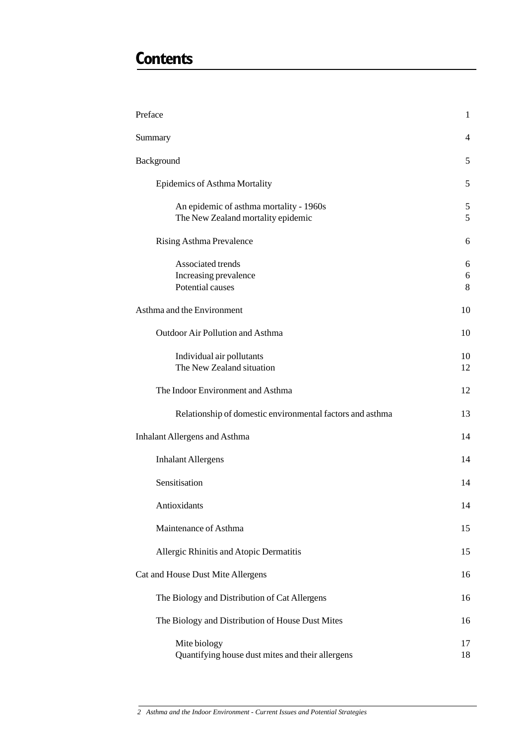# Contents

| | |
|---|---|
| Preface | 1 |
| Summary | 4 |
| Background | 5 |
| Epidemics of Asthma Mortality | 5 |
| An epidemic of asthma mortality - 1960s | 5 |
| The New Zealand mortality epidemic | 5 |
| Rising Asthma Prevalence | 6 |
| Associated trends | 6 |
| Increasing prevalence | 6 |
| Potential causes | 8 |
| Asthma and the Environment | 10 |
| Outdoor Air Pollution and Asthma | 10 |
| Individual air pollutants | 10 |
| The New Zealand situation | 12 |
| The Indoor Environment and Asthma | 12 |
| Relationship of domestic environmental factors and asthma | 13 |
| Inhalant Allergens and Asthma | 14 |
| Inhalant Allergens | 14 |
| Sensitisation | 14 |
| Antioxidants | 14 |
| Maintenance of Asthma | 15 |
| Allergic Rhinitis and Atopic Dermatitis | 15 |
| Cat and House Dust Mite Allergens | 16 |
| The Biology and Distribution of Cat Allergens | 16 |
| The Biology and Distribution of House Dust Mites | 16 |
| Mite biology | 17 |
| Quantifying house dust mites and their allergens | 18 |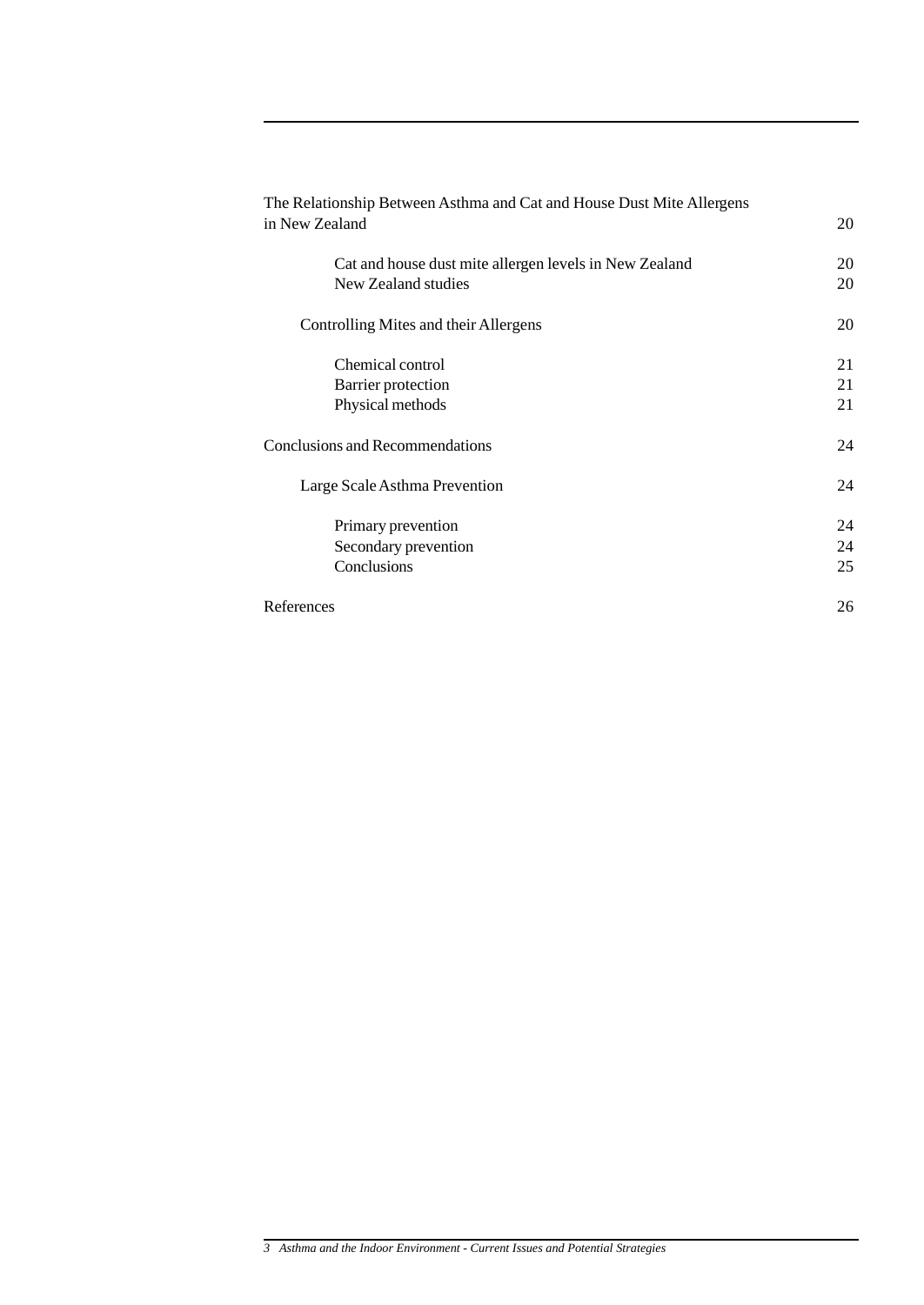| | |
|---|---|
| The Relationship Between Asthma and Cat and House Dust Mite Allergens in New Zealand | 20 |
| Cat and house dust mite allergen levels in New Zealand | 20 |
| New Zealand studies | 20 |
| Controlling Mites and their Allergens | 20 |
| Chemical control | 21 |
| Barrier protection | 21 |
| Physical methods | 21 |
| Conclusions and Recommendations | 24 |
| Large Scale Asthma Prevention | 24 |
| Primary prevention | 24 |
| Secondary prevention | 24 |
| Conclusions | 25 |
| References | 26 |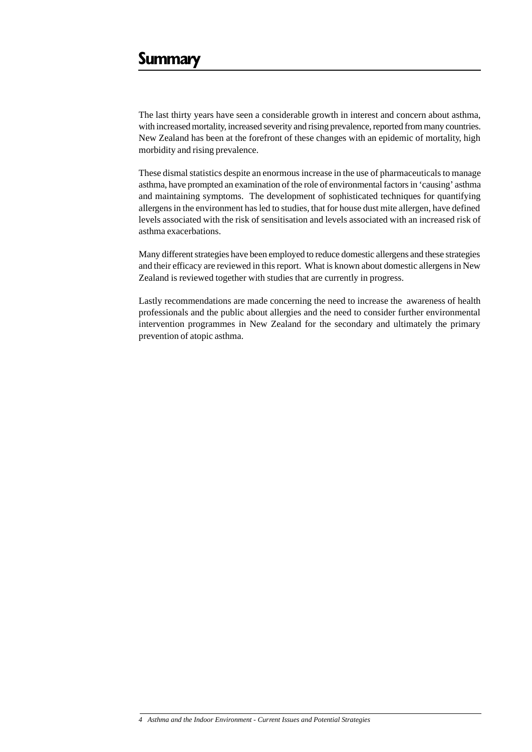# Summary

The last thirty years have seen a considerable growth in interest and concern about asthma, with increased mortality, increased severity and rising prevalence, reported from many countries. New Zealand has been at the forefront of these changes with an epidemic of mortality, high morbidity and rising prevalence.

These dismal statistics despite an enormous increase in the use of pharmaceuticals to manage asthma, have prompted an examination of the role of environmental factors in 'causing' asthma and maintaining symptoms. The development of sophisticated techniques for quantifying allergens in the environment has led to studies, that for house dust mite allergen, have defined levels associated with the risk of sensitisation and levels associated with an increased risk of asthma exacerbations.

Many different strategies have been employed to reduce domestic allergens and these strategies and their efficacy are reviewed in this report. What is known about domestic allergens in New Zealand is reviewed together with studies that are currently in progress.

Lastly recommendations are made concerning the need to increase the awareness of health professionals and the public about allergies and the need to consider further environmental intervention programmes in New Zealand for the secondary and ultimately the primary prevention of atopic asthma.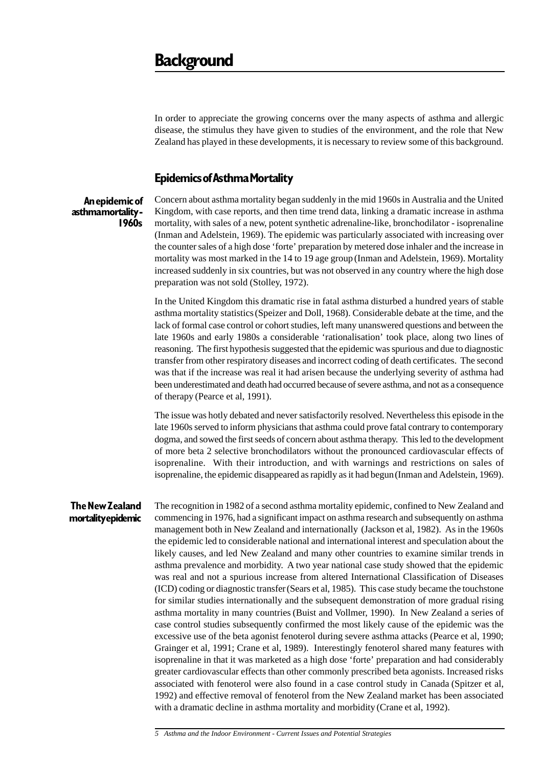# Background

In order to appreciate the growing concerns over the many aspects of asthma and allergic disease, the stimulus they have given to studies of the environment, and the role that New Zealand has played in these developments, it is necessary to review some of this background.

## Epidemics of Asthma Mortality

**An epidemic of asthma mortality - 1960s**

Concern about asthma mortality began suddenly in the mid 1960s in Australia and the United Kingdom, with case reports, and then time trend data, linking a dramatic increase in asthma mortality, with sales of a new, potent synthetic adrenaline-like, bronchodilator - isoprenaline (Inman and Adelstein, 1969). The epidemic was particularly associated with increasing over the counter sales of a high dose 'forte' preparation by metered dose inhaler and the increase in mortality was most marked in the 14 to 19 age group (Inman and Adelstein, 1969). Mortality increased suddenly in six countries, but was not observed in any country where the high dose preparation was not sold (Stolley, 1972).

In the United Kingdom this dramatic rise in fatal asthma disturbed a hundred years of stable asthma mortality statistics (Speizer and Doll, 1968). Considerable debate at the time, and the lack of formal case control or cohort studies, left many unanswered questions and between the late 1960s and early 1980s a considerable 'rationalisation' took place, along two lines of reasoning. The first hypothesis suggested that the epidemic was spurious and due to diagnostic transfer from other respiratory diseases and incorrect coding of death certificates. The second was that if the increase was real it had arisen because the underlying severity of asthma had been underestimated and death had occurred because of severe asthma, and not as a consequence of therapy (Pearce et al, 1991).

The issue was hotly debated and never satisfactorily resolved. Nevertheless this episode in the late 1960s served to inform physicians that asthma could prove fatal contrary to contemporary dogma, and sowed the first seeds of concern about asthma therapy. This led to the development of more beta 2 selective bronchodilators without the pronounced cardiovascular effects of isoprenaline. With their introduction, and with warnings and restrictions on sales of isoprenaline, the epidemic disappeared as rapidly as it had begun (Inman and Adelstein, 1969).

**The New Zealand mortality epidemic**

The recognition in 1982 of a second asthma mortality epidemic, confined to New Zealand and commencing in 1976, had a significant impact on asthma research and subsequently on asthma management both in New Zealand and internationally (Jackson et al, 1982). As in the 1960s the epidemic led to considerable national and international interest and speculation about the likely causes, and led New Zealand and many other countries to examine similar trends in asthma prevalence and morbidity. A two year national case study showed that the epidemic was real and not a spurious increase from altered International Classification of Diseases (ICD) coding or diagnostic transfer (Sears et al, 1985). This case study became the touchstone for similar studies internationally and the subsequent demonstration of more gradual rising asthma mortality in many countries (Buist and Vollmer, 1990). In New Zealand a series of case control studies subsequently confirmed the most likely cause of the epidemic was the excessive use of the beta agonist fenoterol during severe asthma attacks (Pearce et al, 1990; Grainger et al, 1991; Crane et al, 1989). Interestingly fenoterol shared many features with isoprenaline in that it was marketed as a high dose 'forte' preparation and had considerably greater cardiovascular effects than other commonly prescribed beta agonists. Increased risks associated with fenoterol were also found in a case control study in Canada (Spitzer et al, 1992) and effective removal of fenoterol from the New Zealand market has been associated with a dramatic decline in asthma mortality and morbidity (Crane et al, 1992).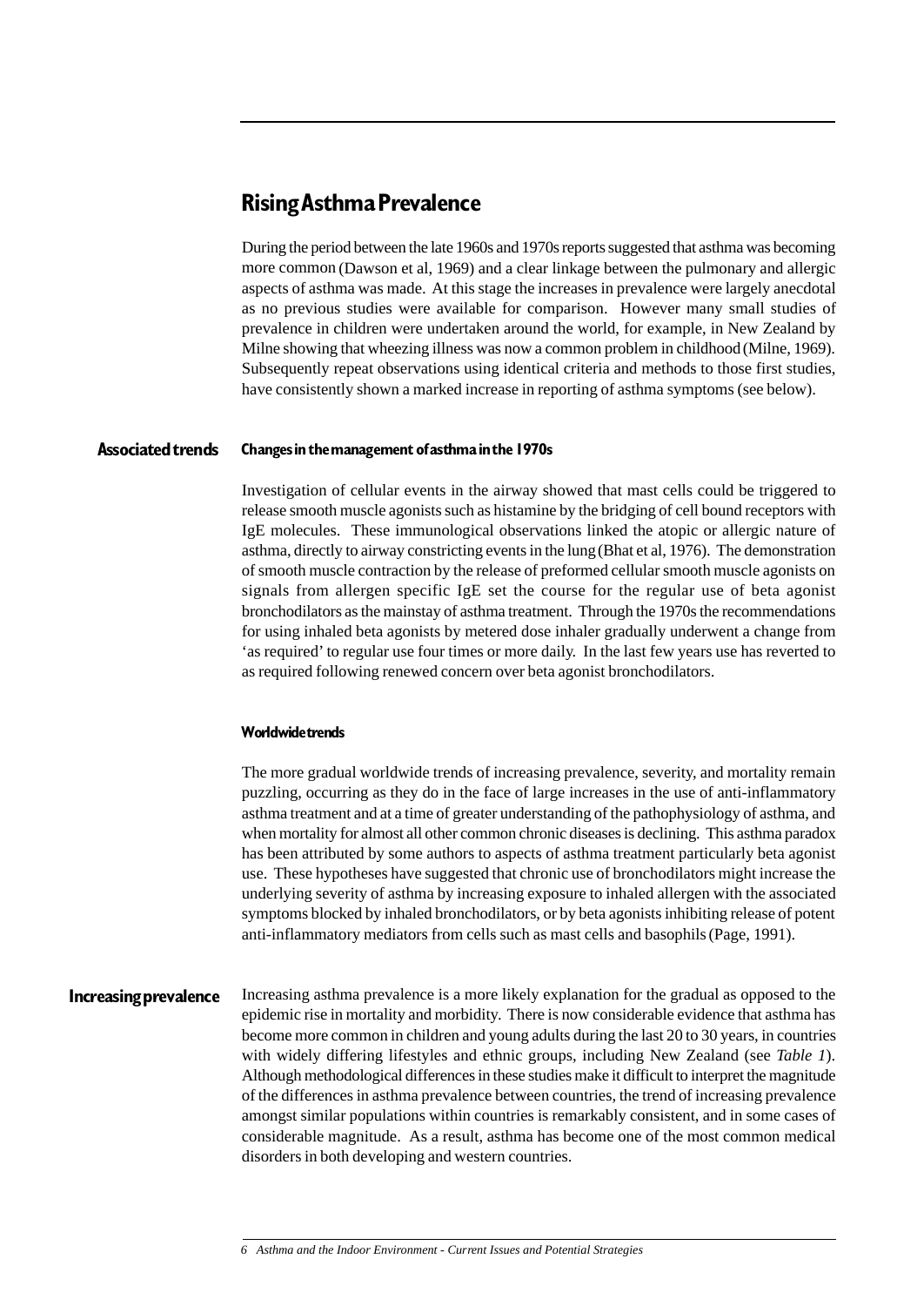# Rising Asthma Prevalence

During the period between the late 1960s and 1970s reports suggested that asthma was becoming more common (Dawson et al, 1969) and a clear linkage between the pulmonary and allergic aspects of asthma was made. At this stage the increases in prevalence were largely anecdotal as no previous studies were available for comparison. However many small studies of prevalence in children were undertaken around the world, for example, in New Zealand by Milne showing that wheezing illness was now a common problem in childhood (Milne, 1969). Subsequently repeat observations using identical criteria and methods to those first studies, have consistently shown a marked increase in reporting of asthma symptoms (see below).

## Associated trends

### Changes in the management of asthma in the 1970s

Investigation of cellular events in the airway showed that mast cells could be triggered to release smooth muscle agonists such as histamine by the bridging of cell bound receptors with IgE molecules. These immunological observations linked the atopic or allergic nature of asthma, directly to airway constricting events in the lung (Bhat et al, 1976). The demonstration of smooth muscle contraction by the release of preformed cellular smooth muscle agonists on signals from allergen specific IgE set the course for the regular use of beta agonist bronchodilators as the mainstay of asthma treatment. Through the 1970s the recommendations for using inhaled beta agonists by metered dose inhaler gradually underwent a change from 'as required' to regular use four times or more daily. In the last few years use has reverted to as required following renewed concern over beta agonist bronchodilators.

### Worldwide trends

The more gradual worldwide trends of increasing prevalence, severity, and mortality remain puzzling, occurring as they do in the face of large increases in the use of anti-inflammatory asthma treatment and at a time of greater understanding of the pathophysiology of asthma, and when mortality for almost all other common chronic diseases is declining. This asthma paradox has been attributed by some authors to aspects of asthma treatment particularly beta agonist use. These hypotheses have suggested that chronic use of bronchodilators might increase the underlying severity of asthma by increasing exposure to inhaled allergen with the associated symptoms blocked by inhaled bronchodilators, or by beta agonists inhibiting release of potent anti-inflammatory mediators from cells such as mast cells and basophils (Page, 1991).

## Increasing prevalence

Increasing asthma prevalence is a more likely explanation for the gradual as opposed to the epidemic rise in mortality and morbidity. There is now considerable evidence that asthma has become more common in children and young adults during the last 20 to 30 years, in countries with widely differing lifestyles and ethnic groups, including New Zealand (see *Table 1*). Although methodological differences in these studies make it difficult to interpret the magnitude of the differences in asthma prevalence between countries, the trend of increasing prevalence amongst similar populations within countries is remarkably consistent, and in some cases of considerable magnitude. As a result, asthma has become one of the most common medical disorders in both developing and western countries.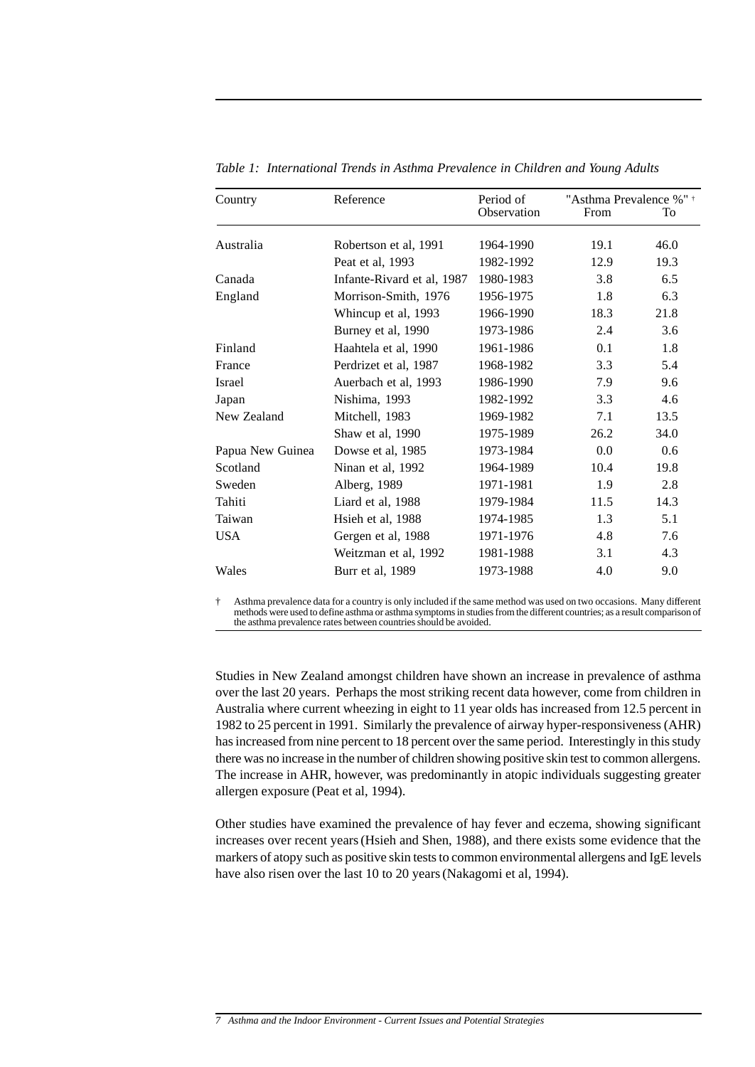*Table 1: International Trends in Asthma Prevalence in Children and Young Adults*

| Country | Reference | Period of Observation | "Asthma Prevalence %" † | |
|---|---|---|---|---|
| | | | From | To |
| Australia | Robertson et al, 1991 | 1964-1990 | 19.1 | 46.0 |
| | Peat et al, 1993 | 1982-1992 | 12.9 | 19.3 |
| Canada | Infante-Rivard et al, 1987 | 1980-1983 | 3.8 | 6.5 |
| England | Morrison-Smith, 1976 | 1956-1975 | 1.8 | 6.3 |
| | Whincup et al, 1993 | 1966-1990 | 18.3 | 21.8 |
| | Burney et al, 1990 | 1973-1986 | 2.4 | 3.6 |
| Finland | Haahtela et al, 1990 | 1961-1986 | 0.1 | 1.8 |
| France | Perdrizet et al, 1987 | 1968-1982 | 3.3 | 5.4 |
| Israel | Auerbach et al, 1993 | 1986-1990 | 7.9 | 9.6 |
| Japan | Nishima, 1993 | 1982-1992 | 3.3 | 4.6 |
| New Zealand | Mitchell, 1983 | 1969-1982 | 7.1 | 13.5 |
| | Shaw et al, 1990 | 1975-1989 | 26.2 | 34.0 |
| Papua New Guinea | Dowse et al, 1985 | 1973-1984 | 0.0 | 0.6 |
| Scotland | Ninan et al, 1992 | 1964-1989 | 10.4 | 19.8 |
| Sweden | Alberg, 1989 | 1971-1981 | 1.9 | 2.8 |
| Tahiti | Liard et al, 1988 | 1979-1984 | 11.5 | 14.3 |
| Taiwan | Hsieh et al, 1988 | 1974-1985 | 1.3 | 5.1 |
| USA | Gergen et al, 1988 | 1971-1976 | 4.8 | 7.6 |
| | Weitzman et al, 1992 | 1981-1988 | 3.1 | 4.3 |
| Wales | Burr et al, 1989 | 1973-1988 | 4.0 | 9.0 |

† Asthma prevalence data for a country is only included if the same method was used on two occasions. Many different methods were used to define asthma or asthma symptoms in studies from the different countries; as a result comparison of the asthma prevalence rates between countries should be avoided.

Studies in New Zealand amongst children have shown an increase in prevalence of asthma over the last 20 years. Perhaps the most striking recent data however, come from children in Australia where current wheezing in eight to 11 year olds has increased from 12.5 percent in 1982 to 25 percent in 1991. Similarly the prevalence of airway hyper-responsiveness (AHR) has increased from nine percent to 18 percent over the same period. Interestingly in this study there was no increase in the number of children showing positive skin test to common allergens. The increase in AHR, however, was predominantly in atopic individuals suggesting greater allergen exposure (Peat et al, 1994).

Other studies have examined the prevalence of hay fever and eczema, showing significant increases over recent years (Hsieh and Shen, 1988), and there exists some evidence that the markers of atopy such as positive skin tests to common environmental allergens and IgE levels have also risen over the last 10 to 20 years (Nakagomi et al, 1994).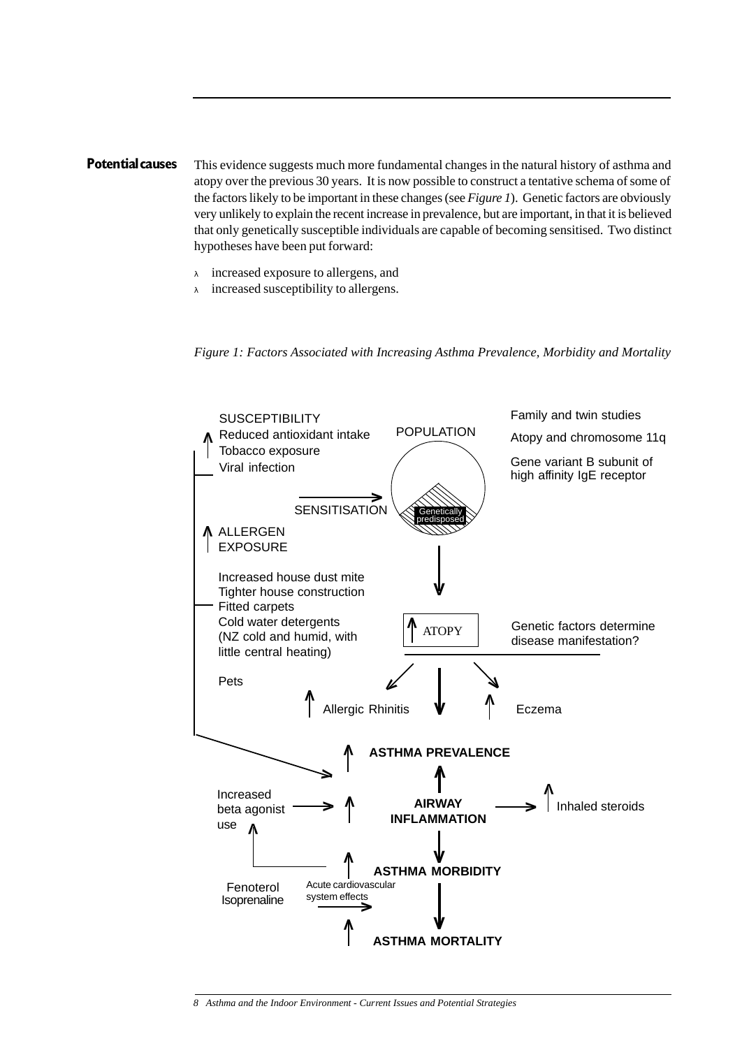## Potential causes

This evidence suggests much more fundamental changes in the natural history of asthma and atopy over the previous 30 years. It is now possible to construct a tentative schema of some of the factors likely to be important in these changes (see *Figure 1*). Genetic factors are obviously very unlikely to explain the recent increase in prevalence, but are important, in that it is believed that only genetically susceptible individuals are capable of becoming sensitised. Two distinct hypotheses have been put forward:

- increased exposure to allergens, and
- increased susceptibility to allergens.

*Figure 1: Factors Associated with Increasing Asthma Prevalence, Morbidity and Mortality*

SUSCEPTIBILITY
↑ Reduced antioxidant intake
Tobacco exposure
Viral infection

SENSITISATION → POPULATION (Genetically predisposed)

Family and twin studies
Atopy and chromosome 11q
Gene variant B subunit of high affinity IgE receptor

↑ ALLERGEN EXPOSURE

Increased house dust mite
Tighter house construction
Fitted carpets
Cold water detergents
(NZ cold and humid, with little central heating)

Pets

↑ ATOPY

Genetic factors determine disease manifestation?

↑ Allergic Rhinitis

↑ Eczema

↑ **ASTHMA PREVALENCE**

Increased beta agonist use → ↑ **AIRWAY INFLAMMATION** → ↑ Inhaled steroids

↑ **ASTHMA MORBIDITY**

Fenoterol
Isoprenaline

Acute cardiovascular system effects →

↑ **ASTHMA MORTALITY**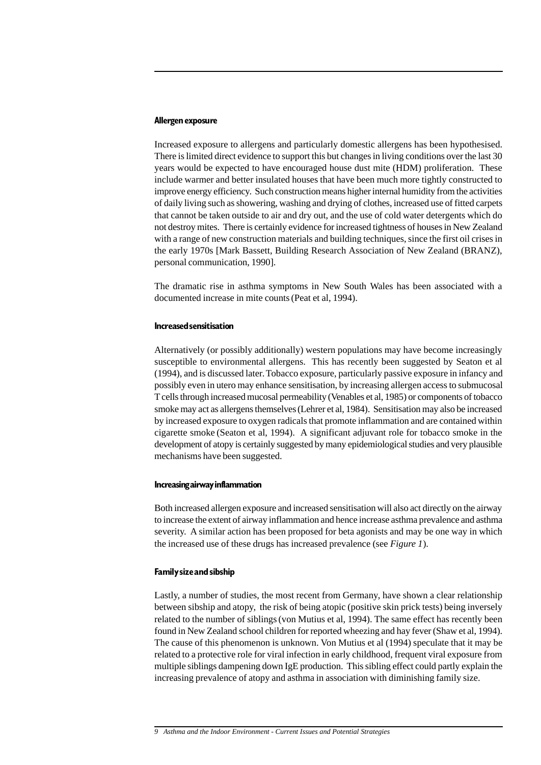#### Allergen exposure

Increased exposure to allergens and particularly domestic allergens has been hypothesised. There is limited direct evidence to support this but changes in living conditions over the last 30 years would be expected to have encouraged house dust mite (HDM) proliferation. These include warmer and better insulated houses that have been much more tightly constructed to improve energy efficiency. Such construction means higher internal humidity from the activities of daily living such as showering, washing and drying of clothes, increased use of fitted carpets that cannot be taken outside to air and dry out, and the use of cold water detergents which do not destroy mites. There is certainly evidence for increased tightness of houses in New Zealand with a range of new construction materials and building techniques, since the first oil crises in the early 1970s [Mark Bassett, Building Research Association of New Zealand (BRANZ), personal communication, 1990].

The dramatic rise in asthma symptoms in New South Wales has been associated with a documented increase in mite counts (Peat et al, 1994).

#### Increased sensitisation

Alternatively (or possibly additionally) western populations may have become increasingly susceptible to environmental allergens. This has recently been suggested by Seaton et al (1994), and is discussed later. Tobacco exposure, particularly passive exposure in infancy and possibly even in utero may enhance sensitisation, by increasing allergen access to submucosal T cells through increased mucosal permeability (Venables et al, 1985) or components of tobacco smoke may act as allergens themselves (Lehrer et al, 1984). Sensitisation may also be increased by increased exposure to oxygen radicals that promote inflammation and are contained within cigarette smoke (Seaton et al, 1994). A significant adjuvant role for tobacco smoke in the development of atopy is certainly suggested by many epidemiological studies and very plausible mechanisms have been suggested.

#### Increasing airway inflammation

Both increased allergen exposure and increased sensitisation will also act directly on the airway to increase the extent of airway inflammation and hence increase asthma prevalence and asthma severity. A similar action has been proposed for beta agonists and may be one way in which the increased use of these drugs has increased prevalence (see *Figure 1*).

#### Family size and sibship

Lastly, a number of studies, the most recent from Germany, have shown a clear relationship between sibship and atopy, the risk of being atopic (positive skin prick tests) being inversely related to the number of siblings (von Mutius et al, 1994). The same effect has recently been found in New Zealand school children for reported wheezing and hay fever (Shaw et al, 1994). The cause of this phenomenon is unknown. Von Mutius et al (1994) speculate that it may be related to a protective role for viral infection in early childhood, frequent viral exposure from multiple siblings dampening down IgE production. This sibling effect could partly explain the increasing prevalence of atopy and asthma in association with diminishing family size.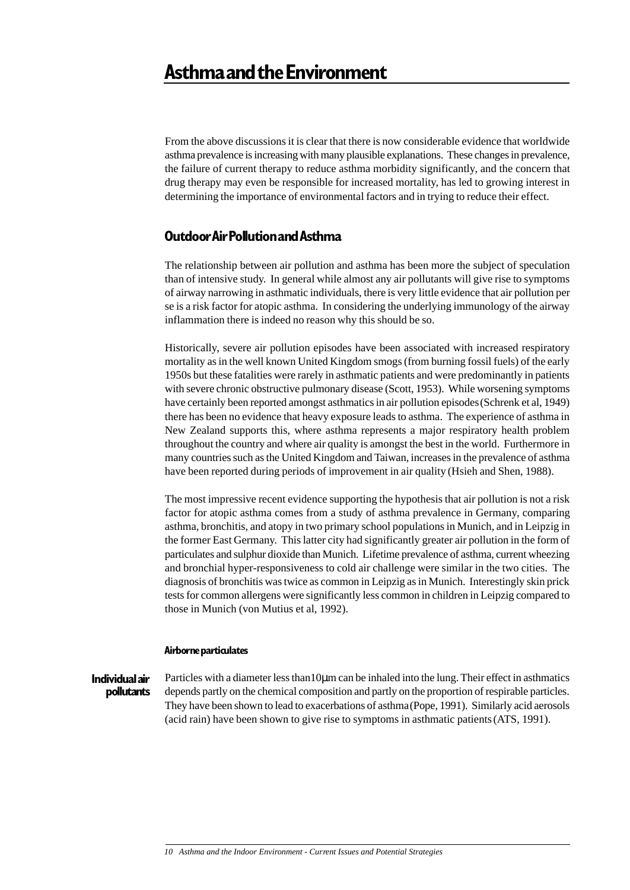# Asthma and the Environment

From the above discussions it is clear that there is now considerable evidence that worldwide asthma prevalence is increasing with many plausible explanations. These changes in prevalence, the failure of current therapy to reduce asthma morbidity significantly, and the concern that drug therapy may even be responsible for increased mortality, has led to growing interest in determining the importance of environmental factors and in trying to reduce their effect.

## Outdoor Air Pollution and Asthma

The relationship between air pollution and asthma has been more the subject of speculation than of intensive study. In general while almost any air pollutants will give rise to symptoms of airway narrowing in asthmatic individuals, there is very little evidence that air pollution per se is a risk factor for atopic asthma. In considering the underlying immunology of the airway inflammation there is indeed no reason why this should be so.

Historically, severe air pollution episodes have been associated with increased respiratory mortality as in the well known United Kingdom smogs (from burning fossil fuels) of the early 1950s but these fatalities were rarely in asthmatic patients and were predominantly in patients with severe chronic obstructive pulmonary disease (Scott, 1953). While worsening symptoms have certainly been reported amongst asthmatics in air pollution episodes (Schrenk et al, 1949) there has been no evidence that heavy exposure leads to asthma. The experience of asthma in New Zealand supports this, where asthma represents a major respiratory health problem throughout the country and where air quality is amongst the best in the world. Furthermore in many countries such as the United Kingdom and Taiwan, increases in the prevalence of asthma have been reported during periods of improvement in air quality (Hsieh and Shen, 1988).

The most impressive recent evidence supporting the hypothesis that air pollution is not a risk factor for atopic asthma comes from a study of asthma prevalence in Germany, comparing asthma, bronchitis, and atopy in two primary school populations in Munich, and in Leipzig in the former East Germany. This latter city had significantly greater air pollution in the form of particulates and sulphur dioxide than Munich. Lifetime prevalence of asthma, current wheezing and bronchial hyper-responsiveness to cold air challenge were similar in the two cities. The diagnosis of bronchitis was twice as common in Leipzig as in Munich. Interestingly skin prick tests for common allergens were significantly less common in children in Leipzig compared to those in Munich (von Mutius et al, 1992).

### Individual air pollutants

#### Airborne particulates

Particles with a diameter less than $10\mu m$ can be inhaled into the lung. Their effect in asthmatics depends partly on the chemical composition and partly on the proportion of respirable particles. They have been shown to lead to exacerbations of asthma (Pope, 1991). Similarly acid aerosols (acid rain) have been shown to give rise to symptoms in asthmatic patients (ATS, 1991).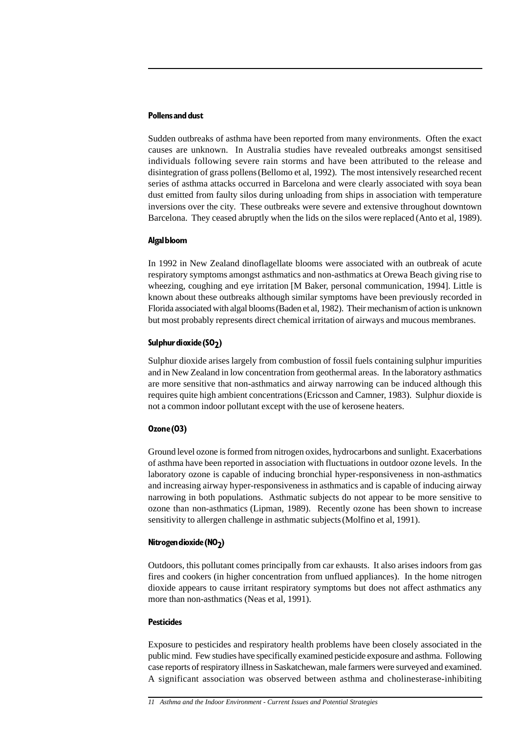### Pollens and dust

Sudden outbreaks of asthma have been reported from many environments. Often the exact causes are unknown. In Australia studies have revealed outbreaks amongst sensitised individuals following severe rain storms and have been attributed to the release and disintegration of grass pollens (Bellomo et al, 1992). The most intensively researched recent series of asthma attacks occurred in Barcelona and were clearly associated with soya bean dust emitted from faulty silos during unloading from ships in association with temperature inversions over the city. These outbreaks were severe and extensive throughout downtown Barcelona. They ceased abruptly when the lids on the silos were replaced (Anto et al, 1989).

### Algal bloom

In 1992 in New Zealand dinoflagellate blooms were associated with an outbreak of acute respiratory symptoms amongst asthmatics and non-asthmatics at Orewa Beach giving rise to wheezing, coughing and eye irritation [M Baker, personal communication, 1994]. Little is known about these outbreaks although similar symptoms have been previously recorded in Florida associated with algal blooms (Baden et al, 1982). Their mechanism of action is unknown but most probably represents direct chemical irritation of airways and mucous membranes.

### Sulphur dioxide ($SO_2$)

Sulphur dioxide arises largely from combustion of fossil fuels containing sulphur impurities and in New Zealand in low concentration from geothermal areas. In the laboratory asthmatics are more sensitive that non-asthmatics and airway narrowing can be induced although this requires quite high ambient concentrations (Ericsson and Camner, 1983). Sulphur dioxide is not a common indoor pollutant except with the use of kerosene heaters.

### Ozone (O3)

Ground level ozone is formed from nitrogen oxides, hydrocarbons and sunlight. Exacerbations of asthma have been reported in association with fluctuations in outdoor ozone levels. In the laboratory ozone is capable of inducing bronchial hyper-responsiveness in non-asthmatics and increasing airway hyper-responsiveness in asthmatics and is capable of inducing airway narrowing in both populations. Asthmatic subjects do not appear to be more sensitive to ozone than non-asthmatics (Lipman, 1989). Recently ozone has been shown to increase sensitivity to allergen challenge in asthmatic subjects (Molfino et al, 1991).

### Nitrogen dioxide ($NO_2$)

Outdoors, this pollutant comes principally from car exhausts. It also arises indoors from gas fires and cookers (in higher concentration from unflued appliances). In the home nitrogen dioxide appears to cause irritant respiratory symptoms but does not affect asthmatics any more than non-asthmatics (Neas et al, 1991).

### Pesticides

Exposure to pesticides and respiratory health problems have been closely associated in the public mind. Few studies have specifically examined pesticide exposure and asthma. Following case reports of respiratory illness in Saskatchewan, male farmers were surveyed and examined. A significant association was observed between asthma and cholinesterase-inhibiting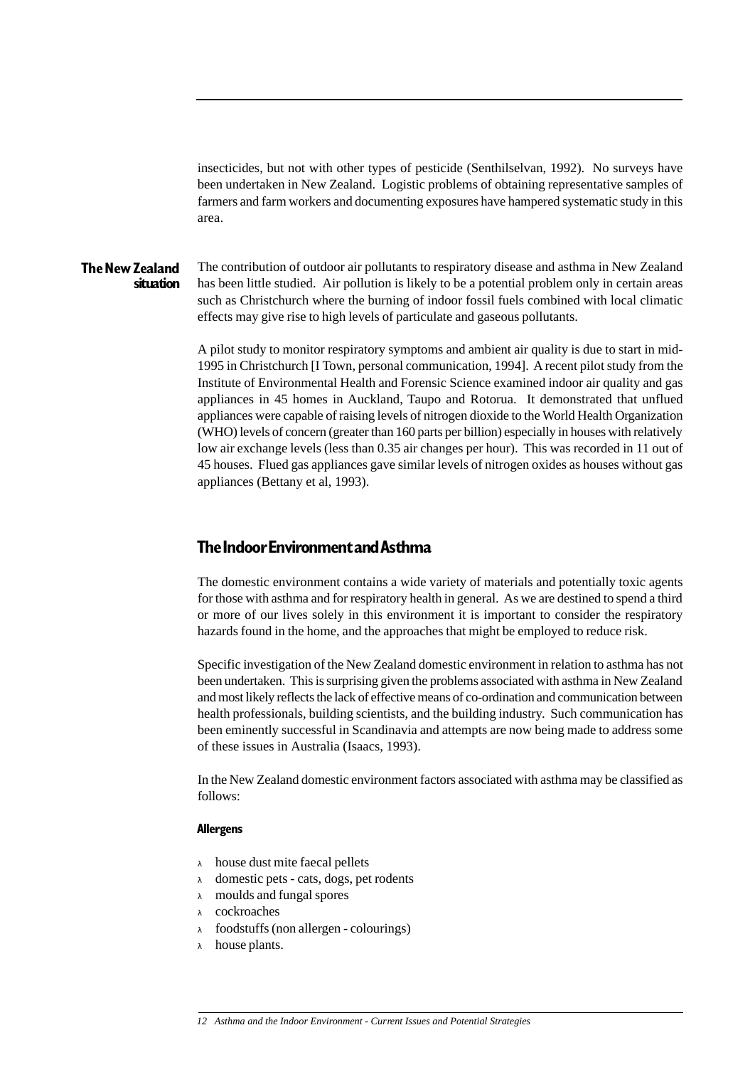insecticides, but not with other types of pesticide (Senthilselvan, 1992). No surveys have been undertaken in New Zealand. Logistic problems of obtaining representative samples of farmers and farm workers and documenting exposures have hampered systematic study in this area.

### The New Zealand situation

The contribution of outdoor air pollutants to respiratory disease and asthma in New Zealand has been little studied. Air pollution is likely to be a potential problem only in certain areas such as Christchurch where the burning of indoor fossil fuels combined with local climatic effects may give rise to high levels of particulate and gaseous pollutants.

A pilot study to monitor respiratory symptoms and ambient air quality is due to start in mid-1995 in Christchurch [I Town, personal communication, 1994]. A recent pilot study from the Institute of Environmental Health and Forensic Science examined indoor air quality and gas appliances in 45 homes in Auckland, Taupo and Rotorua. It demonstrated that unflued appliances were capable of raising levels of nitrogen dioxide to the World Health Organization (WHO) levels of concern (greater than 160 parts per billion) especially in houses with relatively low air exchange levels (less than 0.35 air changes per hour). This was recorded in 11 out of 45 houses. Flued gas appliances gave similar levels of nitrogen oxides as houses without gas appliances (Bettany et al, 1993).

## The Indoor Environment and Asthma

The domestic environment contains a wide variety of materials and potentially toxic agents for those with asthma and for respiratory health in general. As we are destined to spend a third or more of our lives solely in this environment it is important to consider the respiratory hazards found in the home, and the approaches that might be employed to reduce risk.

Specific investigation of the New Zealand domestic environment in relation to asthma has not been undertaken. This is surprising given the problems associated with asthma in New Zealand and most likely reflects the lack of effective means of co-ordination and communication between health professionals, building scientists, and the building industry. Such communication has been eminently successful in Scandinavia and attempts are now being made to address some of these issues in Australia (Isaacs, 1993).

In the New Zealand domestic environment factors associated with asthma may be classified as follows:

#### Allergens

- house dust mite faecal pellets
- domestic pets - cats, dogs, pet rodents
- moulds and fungal spores
- cockroaches
- foodstuffs (non allergen - colourings)
- house plants.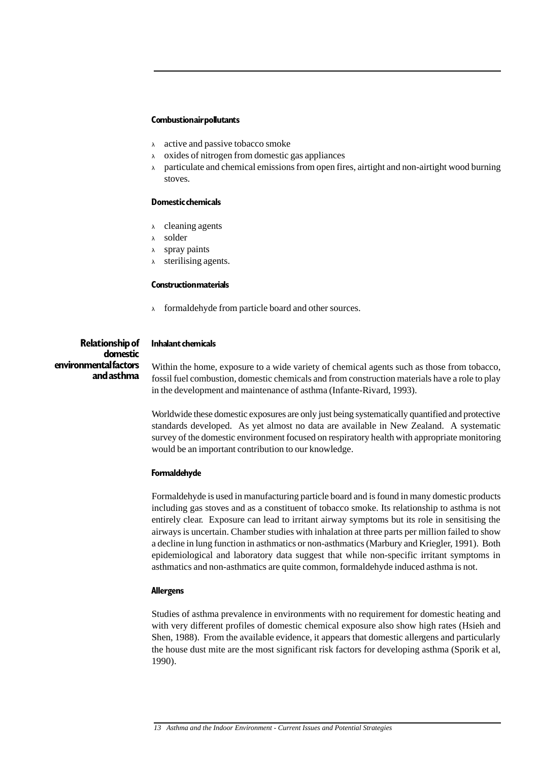#### Combustion air pollutants

- active and passive tobacco smoke
- oxides of nitrogen from domestic gas appliances
- particulate and chemical emissions from open fires, airtight and non-airtight wood burning stoves.

#### Domestic chemicals

- cleaning agents
- solder
- spray paints
- sterilising agents.

#### Construction materials

- formaldehyde from particle board and other sources.

## Relationship of domestic environmental factors and asthma

#### Inhalant chemicals

Within the home, exposure to a wide variety of chemical agents such as those from tobacco, fossil fuel combustion, domestic chemicals and from construction materials have a role to play in the development and maintenance of asthma (Infante-Rivard, 1993).

Worldwide these domestic exposures are only just being systematically quantified and protective standards developed. As yet almost no data are available in New Zealand. A systematic survey of the domestic environment focused on respiratory health with appropriate monitoring would be an important contribution to our knowledge.

#### Formaldehyde

Formaldehyde is used in manufacturing particle board and is found in many domestic products including gas stoves and as a constituent of tobacco smoke. Its relationship to asthma is not entirely clear. Exposure can lead to irritant airway symptoms but its role in sensitising the airways is uncertain. Chamber studies with inhalation at three parts per million failed to show a decline in lung function in asthmatics or non-asthmatics (Marbury and Kriegler, 1991). Both epidemiological and laboratory data suggest that while non-specific irritant symptoms in asthmatics and non-asthmatics are quite common, formaldehyde induced asthma is not.

#### Allergens

Studies of asthma prevalence in environments with no requirement for domestic heating and with very different profiles of domestic chemical exposure also show high rates (Hsieh and Shen, 1988). From the available evidence, it appears that domestic allergens and particularly the house dust mite are the most significant risk factors for developing asthma (Sporik et al, 1990).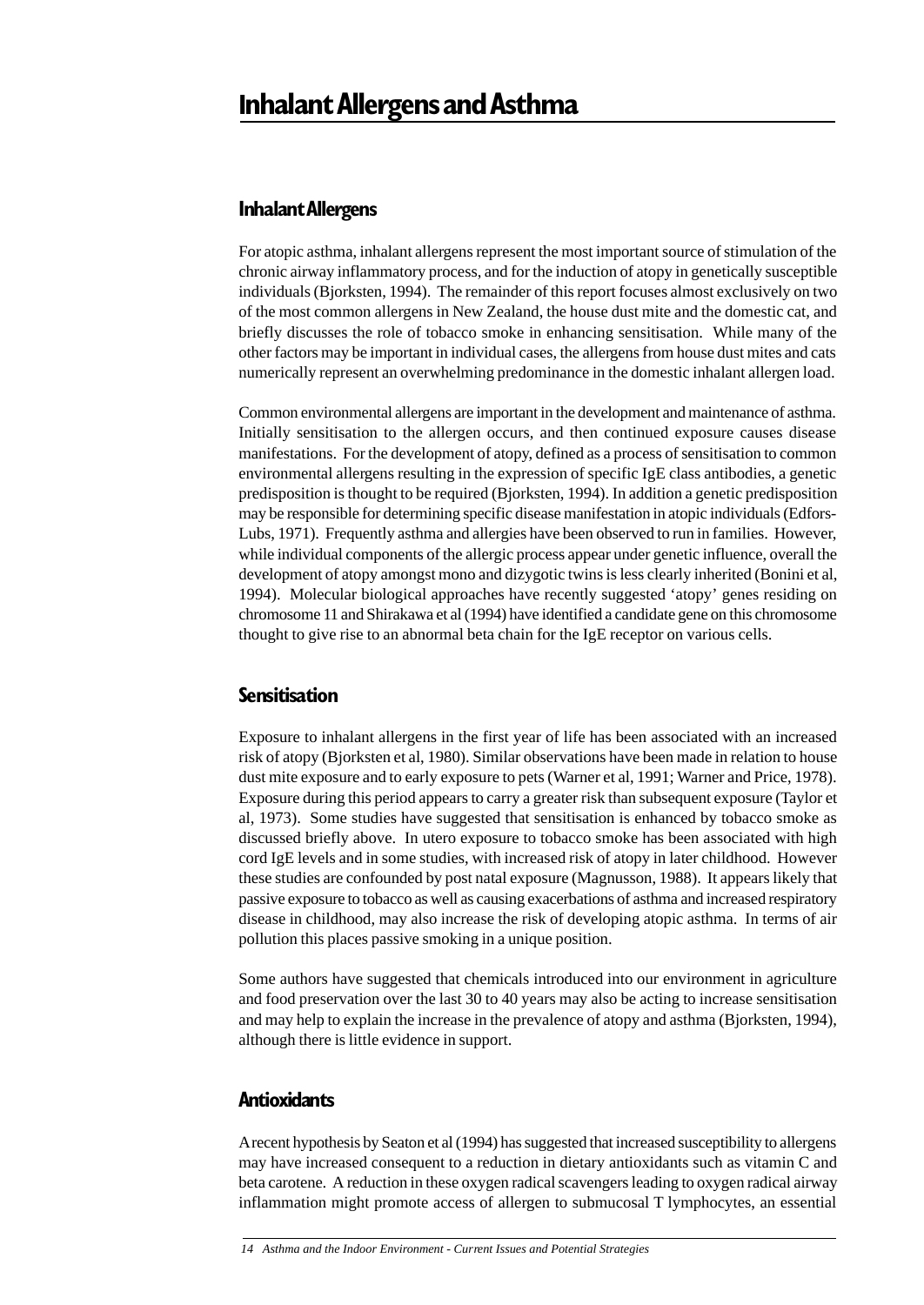# Inhalant Allergens and Asthma

## Inhalant Allergens

For atopic asthma, inhalant allergens represent the most important source of stimulation of the chronic airway inflammatory process, and for the induction of atopy in genetically susceptible individuals (Bjorksten, 1994). The remainder of this report focuses almost exclusively on two of the most common allergens in New Zealand, the house dust mite and the domestic cat, and briefly discusses the role of tobacco smoke in enhancing sensitisation. While many of the other factors may be important in individual cases, the allergens from house dust mites and cats numerically represent an overwhelming predominance in the domestic inhalant allergen load.

Common environmental allergens are important in the development and maintenance of asthma. Initially sensitisation to the allergen occurs, and then continued exposure causes disease manifestations. For the development of atopy, defined as a process of sensitisation to common environmental allergens resulting in the expression of specific IgE class antibodies, a genetic predisposition is thought to be required (Bjorksten, 1994). In addition a genetic predisposition may be responsible for determining specific disease manifestation in atopic individuals (Edfors-Lubs, 1971). Frequently asthma and allergies have been observed to run in families. However, while individual components of the allergic process appear under genetic influence, overall the development of atopy amongst mono and dizygotic twins is less clearly inherited (Bonini et al, 1994). Molecular biological approaches have recently suggested 'atopy' genes residing on chromosome 11 and Shirakawa et al (1994) have identified a candidate gene on this chromosome thought to give rise to an abnormal beta chain for the IgE receptor on various cells.

## Sensitisation

Exposure to inhalant allergens in the first year of life has been associated with an increased risk of atopy (Bjorksten et al, 1980). Similar observations have been made in relation to house dust mite exposure and to early exposure to pets (Warner et al, 1991; Warner and Price, 1978). Exposure during this period appears to carry a greater risk than subsequent exposure (Taylor et al, 1973). Some studies have suggested that sensitisation is enhanced by tobacco smoke as discussed briefly above. In utero exposure to tobacco smoke has been associated with high cord IgE levels and in some studies, with increased risk of atopy in later childhood. However these studies are confounded by post natal exposure (Magnusson, 1988). It appears likely that passive exposure to tobacco as well as causing exacerbations of asthma and increased respiratory disease in childhood, may also increase the risk of developing atopic asthma. In terms of air pollution this places passive smoking in a unique position.

Some authors have suggested that chemicals introduced into our environment in agriculture and food preservation over the last 30 to 40 years may also be acting to increase sensitisation and may help to explain the increase in the prevalence of atopy and asthma (Bjorksten, 1994), although there is little evidence in support.

## Antioxidants

A recent hypothesis by Seaton et al (1994) has suggested that increased susceptibility to allergens may have increased consequent to a reduction in dietary antioxidants such as vitamin C and beta carotene. A reduction in these oxygen radical scavengers leading to oxygen radical airway inflammation might promote access of allergen to submucosal T lymphocytes, an essential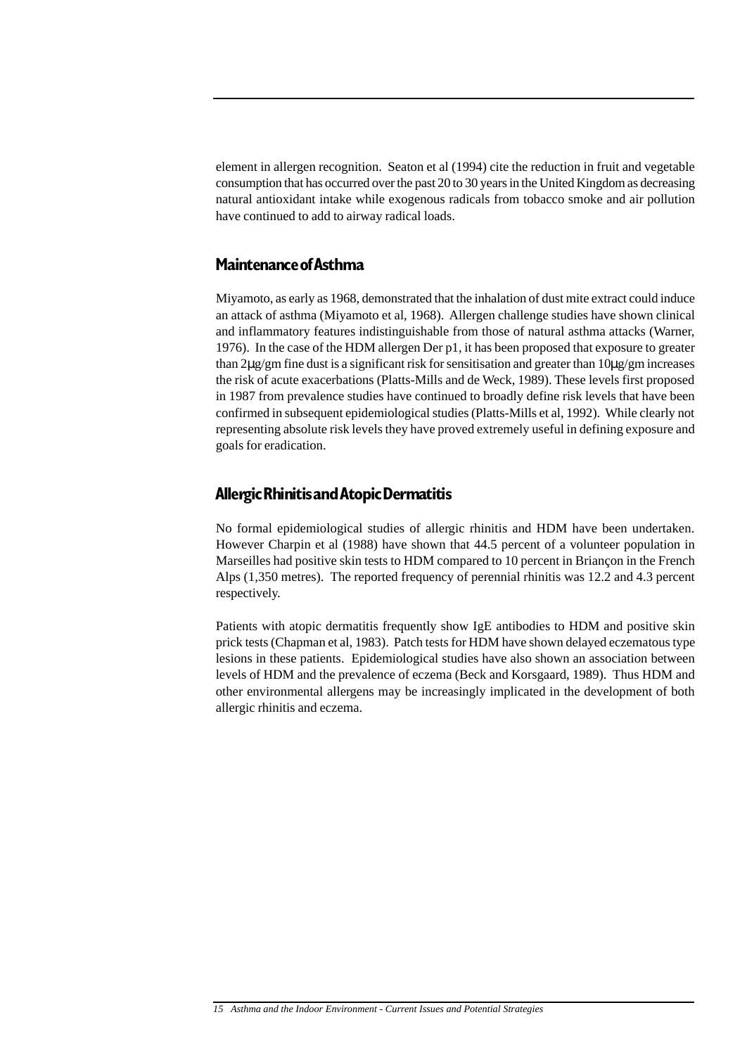element in allergen recognition. Seaton et al (1994) cite the reduction in fruit and vegetable consumption that has occurred over the past 20 to 30 years in the United Kingdom as decreasing natural antioxidant intake while exogenous radicals from tobacco smoke and air pollution have continued to add to airway radical loads.

## Maintenance of Asthma

Miyamoto, as early as 1968, demonstrated that the inhalation of dust mite extract could induce an attack of asthma (Miyamoto et al, 1968). Allergen challenge studies have shown clinical and inflammatory features indistinguishable from those of natural asthma attacks (Warner, 1976). In the case of the HDM allergen Der p1, it has been proposed that exposure to greater than 2μg/gm fine dust is a significant risk for sensitisation and greater than 10μg/gm increases the risk of acute exacerbations (Platts-Mills and de Weck, 1989). These levels first proposed in 1987 from prevalence studies have continued to broadly define risk levels that have been confirmed in subsequent epidemiological studies (Platts-Mills et al, 1992). While clearly not representing absolute risk levels they have proved extremely useful in defining exposure and goals for eradication.

## Allergic Rhinitis and Atopic Dermatitis

No formal epidemiological studies of allergic rhinitis and HDM have been undertaken. However Charpin et al (1988) have shown that 44.5 percent of a volunteer population in Marseilles had positive skin tests to HDM compared to 10 percent in Briançon in the French Alps (1,350 metres). The reported frequency of perennial rhinitis was 12.2 and 4.3 percent respectively.

Patients with atopic dermatitis frequently show IgE antibodies to HDM and positive skin prick tests (Chapman et al, 1983). Patch tests for HDM have shown delayed eczematous type lesions in these patients. Epidemiological studies have also shown an association between levels of HDM and the prevalence of eczema (Beck and Korsgaard, 1989). Thus HDM and other environmental allergens may be increasingly implicated in the development of both allergic rhinitis and eczema.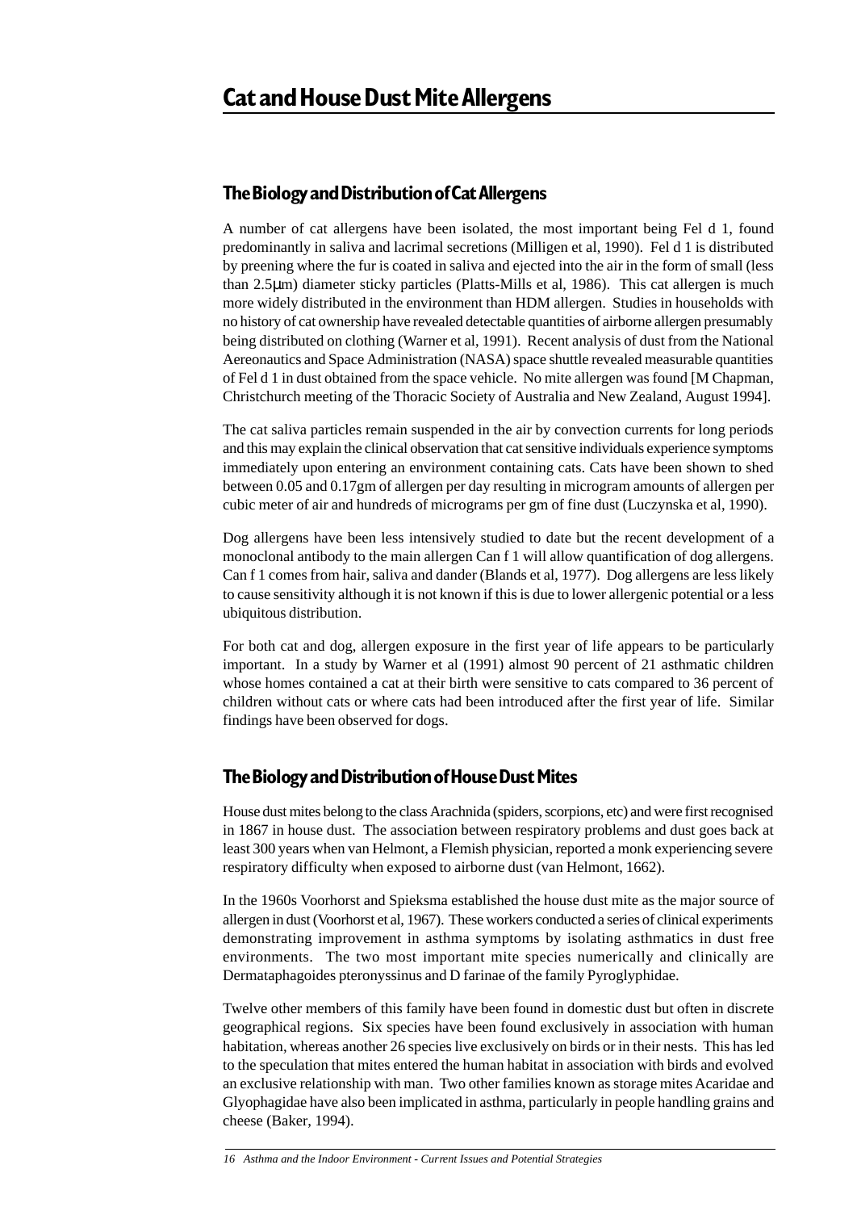# Cat and House Dust Mite Allergens

## The Biology and Distribution of Cat Allergens

A number of cat allergens have been isolated, the most important being Fel d 1, found predominantly in saliva and lacrimal secretions (Milligen et al, 1990). Fel d 1 is distributed by preening where the fur is coated in saliva and ejected into the air in the form of small (less than 2.5μm) diameter sticky particles (Platts-Mills et al, 1986). This cat allergen is much more widely distributed in the environment than HDM allergen. Studies in households with no history of cat ownership have revealed detectable quantities of airborne allergen presumably being distributed on clothing (Warner et al, 1991). Recent analysis of dust from the National Aereonautics and Space Administration (NASA) space shuttle revealed measurable quantities of Fel d 1 in dust obtained from the space vehicle. No mite allergen was found [M Chapman, Christchurch meeting of the Thoracic Society of Australia and New Zealand, August 1994].

The cat saliva particles remain suspended in the air by convection currents for long periods and this may explain the clinical observation that cat sensitive individuals experience symptoms immediately upon entering an environment containing cats. Cats have been shown to shed between 0.05 and 0.17gm of allergen per day resulting in microgram amounts of allergen per cubic meter of air and hundreds of micrograms per gm of fine dust (Luczynska et al, 1990).

Dog allergens have been less intensively studied to date but the recent development of a monoclonal antibody to the main allergen Can f 1 will allow quantification of dog allergens. Can f 1 comes from hair, saliva and dander (Blands et al, 1977). Dog allergens are less likely to cause sensitivity although it is not known if this is due to lower allergenic potential or a less ubiquitous distribution.

For both cat and dog, allergen exposure in the first year of life appears to be particularly important. In a study by Warner et al (1991) almost 90 percent of 21 asthmatic children whose homes contained a cat at their birth were sensitive to cats compared to 36 percent of children without cats or where cats had been introduced after the first year of life. Similar findings have been observed for dogs.

## The Biology and Distribution of House Dust Mites

House dust mites belong to the class Arachnida (spiders, scorpions, etc) and were first recognised in 1867 in house dust. The association between respiratory problems and dust goes back at least 300 years when van Helmont, a Flemish physician, reported a monk experiencing severe respiratory difficulty when exposed to airborne dust (van Helmont, 1662).

In the 1960s Voorhorst and Spieksma established the house dust mite as the major source of allergen in dust (Voorhorst et al, 1967). These workers conducted a series of clinical experiments demonstrating improvement in asthma symptoms by isolating asthmatics in dust free environments. The two most important mite species numerically and clinically are Dermataphagoides pteronyssinus and D farinae of the family Pyroglyphidae.

Twelve other members of this family have been found in domestic dust but often in discrete geographical regions. Six species have been found exclusively in association with human habitation, whereas another 26 species live exclusively on birds or in their nests. This has led to the speculation that mites entered the human habitat in association with birds and evolved an exclusive relationship with man. Two other families known as storage mites Acaridae and Glyophagidae have also been implicated in asthma, particularly in people handling grains and cheese (Baker, 1994).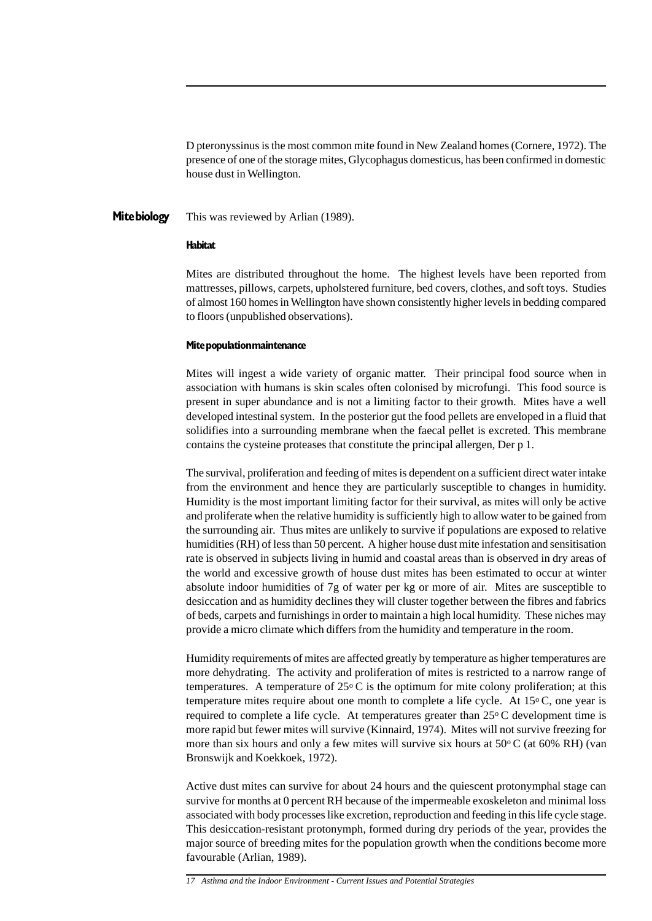D pteronyssinus is the most common mite found in New Zealand homes (Cornere, 1972). The presence of one of the storage mites, Glycophagus domesticus, has been confirmed in domestic house dust in Wellington.

## Mite biology

This was reviewed by Arlian (1989).

### Habitat

Mites are distributed throughout the home. The highest levels have been reported from mattresses, pillows, carpets, upholstered furniture, bed covers, clothes, and soft toys. Studies of almost 160 homes in Wellington have shown consistently higher levels in bedding compared to floors (unpublished observations).

### Mite population maintenance

Mites will ingest a wide variety of organic matter. Their principal food source when in association with humans is skin scales often colonised by microfungi. This food source is present in super abundance and is not a limiting factor to their growth. Mites have a well developed intestinal system. In the posterior gut the food pellets are enveloped in a fluid that solidifies into a surrounding membrane when the faecal pellet is excreted. This membrane contains the cysteine proteases that constitute the principal allergen, Der p 1.

The survival, proliferation and feeding of mites is dependent on a sufficient direct water intake from the environment and hence they are particularly susceptible to changes in humidity. Humidity is the most important limiting factor for their survival, as mites will only be active and proliferate when the relative humidity is sufficiently high to allow water to be gained from the surrounding air. Thus mites are unlikely to survive if populations are exposed to relative humidities (RH) of less than 50 percent. A higher house dust mite infestation and sensitisation rate is observed in subjects living in humid and coastal areas than is observed in dry areas of the world and excessive growth of house dust mites has been estimated to occur at winter absolute indoor humidities of 7g of water per kg or more of air. Mites are susceptible to desiccation and as humidity declines they will cluster together between the fibres and fabrics of beds, carpets and furnishings in order to maintain a high local humidity. These niches may provide a micro climate which differs from the humidity and temperature in the room.

Humidity requirements of mites are affected greatly by temperature as higher temperatures are more dehydrating. The activity and proliferation of mites is restricted to a narrow range of temperatures. A temperature of 25$^{o}$ C is the optimum for mite colony proliferation; at this temperature mites require about one month to complete a life cycle. At 15$^{o}$ C, one year is required to complete a life cycle. At temperatures greater than 25$^{o}$ C development time is more rapid but fewer mites will survive (Kinnaird, 1974). Mites will not survive freezing for more than six hours and only a few mites will survive six hours at 50$^{o}$ C (at 60% RH) (van Bronswijk and Koekkoek, 1972).

Active dust mites can survive for about 24 hours and the quiescent protonymphal stage can survive for months at 0 percent RH because of the impermeable exoskeleton and minimal loss associated with body processes like excretion, reproduction and feeding in this life cycle stage. This desiccation-resistant protonymph, formed during dry periods of the year, provides the major source of breeding mites for the population growth when the conditions become more favourable (Arlian, 1989).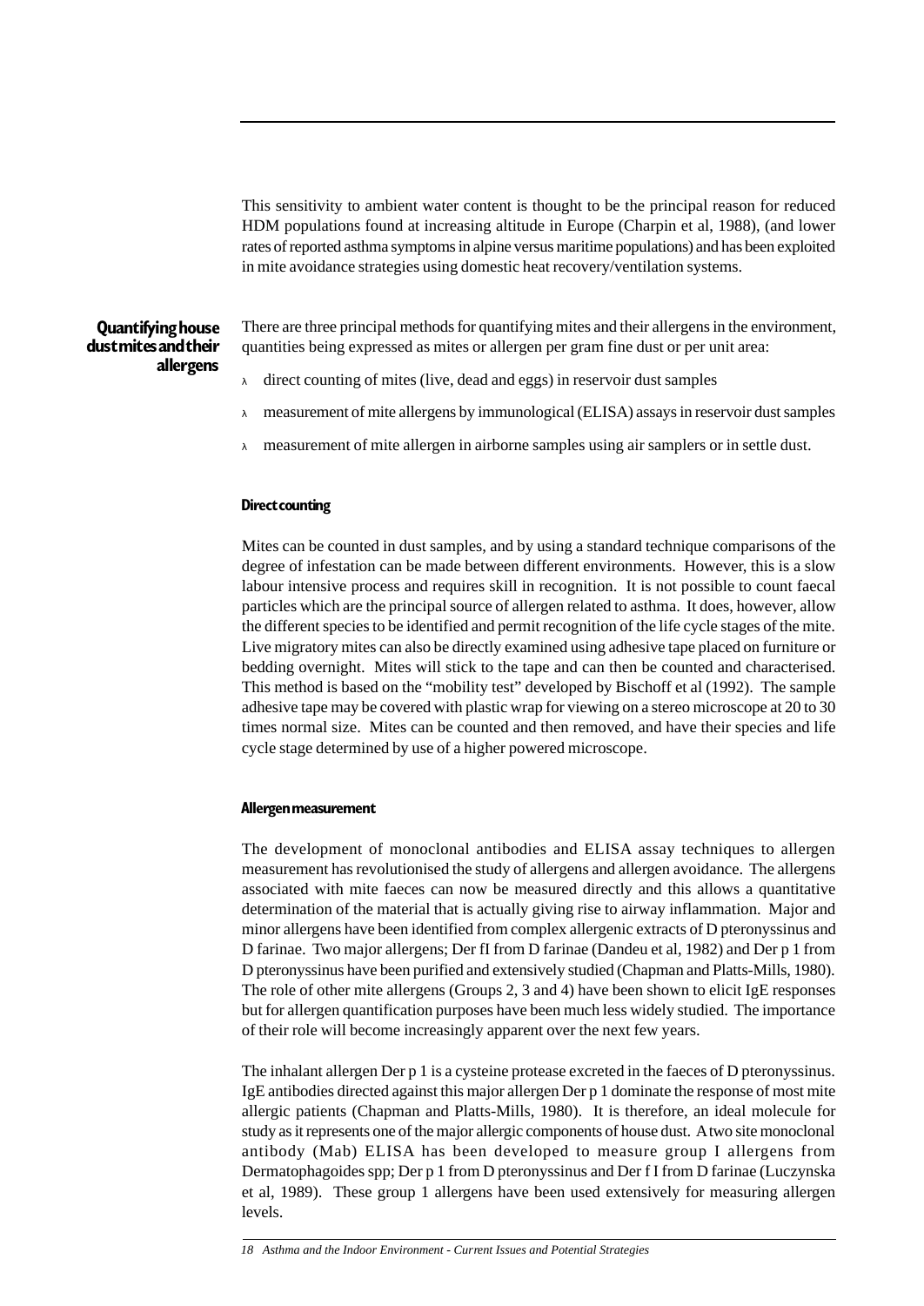This sensitivity to ambient water content is thought to be the principal reason for reduced HDM populations found at increasing altitude in Europe (Charpin et al, 1988), (and lower rates of reported asthma symptoms in alpine versus maritime populations) and has been exploited in mite avoidance strategies using domestic heat recovery/ventilation systems.

## Quantifying house dust mites and their allergens

There are three principal methods for quantifying mites and their allergens in the environment, quantities being expressed as mites or allergen per gram fine dust or per unit area:

- direct counting of mites (live, dead and eggs) in reservoir dust samples
- measurement of mite allergens by immunological (ELISA) assays in reservoir dust samples
- measurement of mite allergen in airborne samples using air samplers or in settle dust.

### Direct counting

Mites can be counted in dust samples, and by using a standard technique comparisons of the degree of infestation can be made between different environments. However, this is a slow labour intensive process and requires skill in recognition. It is not possible to count faecal particles which are the principal source of allergen related to asthma. It does, however, allow the different species to be identified and permit recognition of the life cycle stages of the mite. Live migratory mites can also be directly examined using adhesive tape placed on furniture or bedding overnight. Mites will stick to the tape and can then be counted and characterised. This method is based on the "mobility test" developed by Bischoff et al (1992). The sample adhesive tape may be covered with plastic wrap for viewing on a stereo microscope at 20 to 30 times normal size. Mites can be counted and then removed, and have their species and life cycle stage determined by use of a higher powered microscope.

### Allergen measurement

The development of monoclonal antibodies and ELISA assay techniques to allergen measurement has revolutionised the study of allergens and allergen avoidance. The allergens associated with mite faeces can now be measured directly and this allows a quantitative determination of the material that is actually giving rise to airway inflammation. Major and minor allergens have been identified from complex allergenic extracts of D pteronyssinus and D farinae. Two major allergens; Der fI from D farinae (Dandeu et al, 1982) and Der p 1 from D pteronyssinus have been purified and extensively studied (Chapman and Platts-Mills, 1980). The role of other mite allergens (Groups 2, 3 and 4) have been shown to elicit IgE responses but for allergen quantification purposes have been much less widely studied. The importance of their role will become increasingly apparent over the next few years.

The inhalant allergen Der p 1 is a cysteine protease excreted in the faeces of D pteronyssinus. IgE antibodies directed against this major allergen Der p 1 dominate the response of most mite allergic patients (Chapman and Platts-Mills, 1980). It is therefore, an ideal molecule for study as it represents one of the major allergic components of house dust. A two site monoclonal antibody (Mab) ELISA has been developed to measure group I allergens from Dermatophagoides spp; Der p 1 from D pteronyssinus and Der f I from D farinae (Luczynska et al, 1989). These group 1 allergens have been used extensively for measuring allergen levels.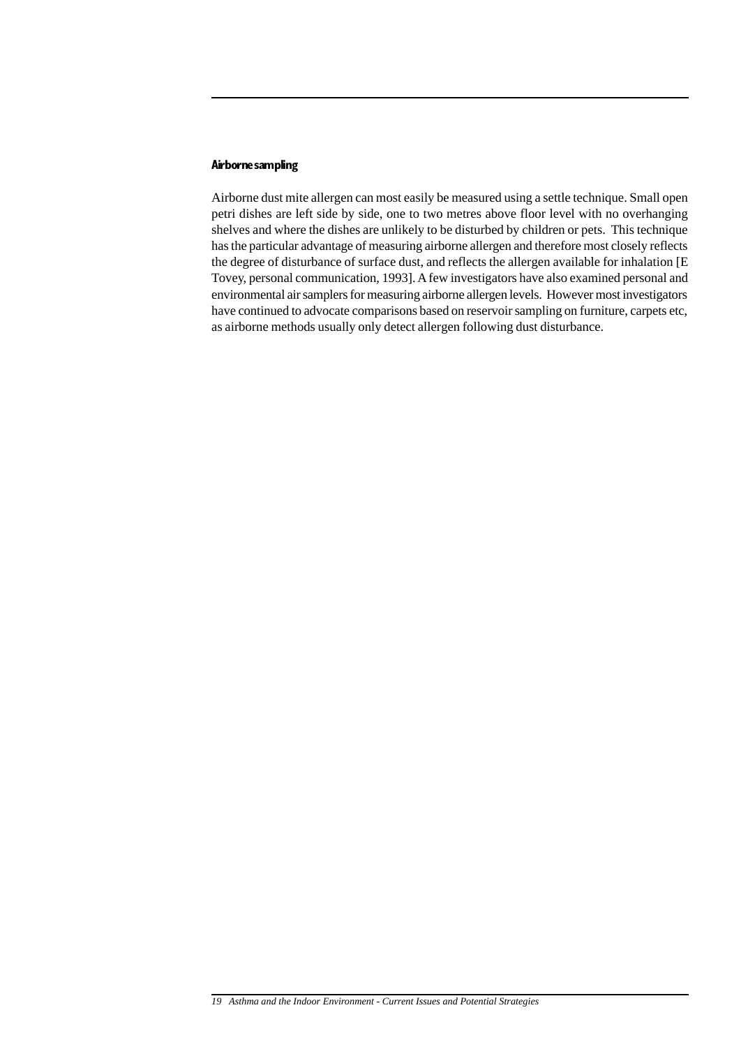#### Airborne sampling

Airborne dust mite allergen can most easily be measured using a settle technique. Small open petri dishes are left side by side, one to two metres above floor level with no overhanging shelves and where the dishes are unlikely to be disturbed by children or pets. This technique has the particular advantage of measuring airborne allergen and therefore most closely reflects the degree of disturbance of surface dust, and reflects the allergen available for inhalation [E Tovey, personal communication, 1993]. A few investigators have also examined personal and environmental air samplers for measuring airborne allergen levels. However most investigators have continued to advocate comparisons based on reservoir sampling on furniture, carpets etc, as airborne methods usually only detect allergen following dust disturbance.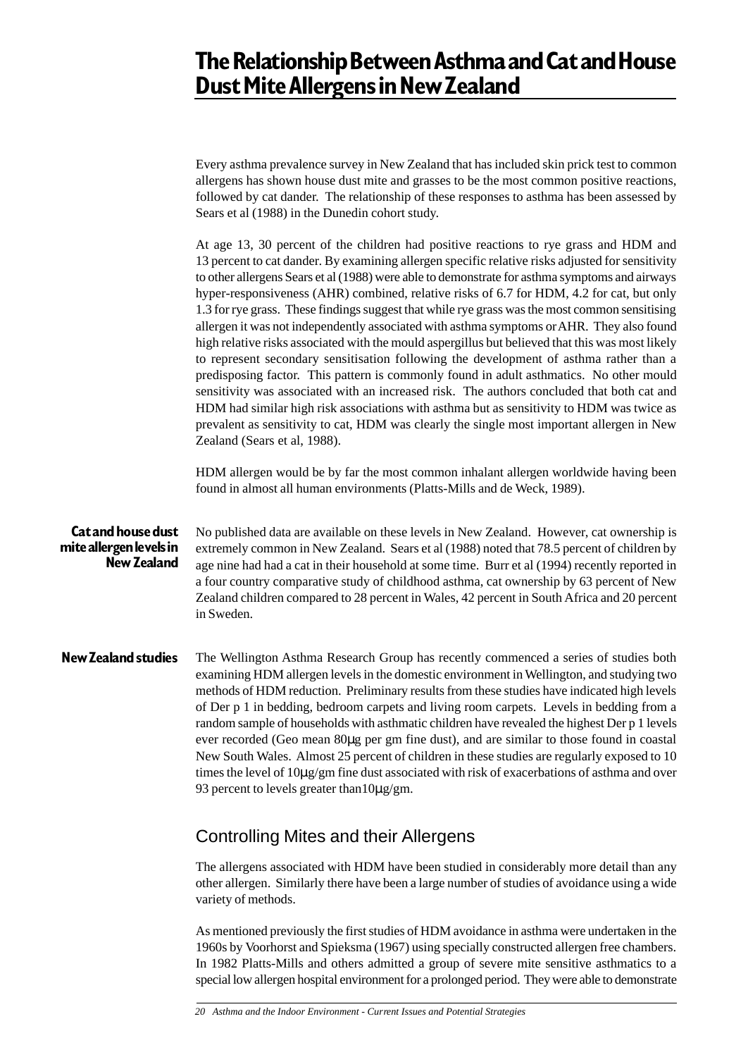# The Relationship Between Asthma and Cat and House Dust Mite Allergens in New Zealand

Every asthma prevalence survey in New Zealand that has included skin prick test to common allergens has shown house dust mite and grasses to be the most common positive reactions, followed by cat dander. The relationship of these responses to asthma has been assessed by Sears et al (1988) in the Dunedin cohort study.

At age 13, 30 percent of the children had positive reactions to rye grass and HDM and 13 percent to cat dander. By examining allergen specific relative risks adjusted for sensitivity to other allergens Sears et al (1988) were able to demonstrate for asthma symptoms and airways hyper-responsiveness (AHR) combined, relative risks of 6.7 for HDM, 4.2 for cat, but only 1.3 for rye grass. These findings suggest that while rye grass was the most common sensitising allergen it was not independently associated with asthma symptoms or AHR. They also found high relative risks associated with the mould aspergillus but believed that this was most likely to represent secondary sensitisation following the development of asthma rather than a predisposing factor. This pattern is commonly found in adult asthmatics. No other mould sensitivity was associated with an increased risk. The authors concluded that both cat and HDM had similar high risk associations with asthma but as sensitivity to HDM was twice as prevalent as sensitivity to cat, HDM was clearly the single most important allergen in New Zealand (Sears et al, 1988).

HDM allergen would be by far the most common inhalant allergen worldwide having been found in almost all human environments (Platts-Mills and de Weck, 1989).

### Cat and house dust mite allergen levels in New Zealand

No published data are available on these levels in New Zealand. However, cat ownership is extremely common in New Zealand. Sears et al (1988) noted that 78.5 percent of children by age nine had had a cat in their household at some time. Burr et al (1994) recently reported in a four country comparative study of childhood asthma, cat ownership by 63 percent of New Zealand children compared to 28 percent in Wales, 42 percent in South Africa and 20 percent in Sweden.

### New Zealand studies

The Wellington Asthma Research Group has recently commenced a series of studies both examining HDM allergen levels in the domestic environment in Wellington, and studying two methods of HDM reduction. Preliminary results from these studies have indicated high levels of Der p 1 in bedding, bedroom carpets and living room carpets. Levels in bedding from a random sample of households with asthmatic children have revealed the highest Der p 1 levels ever recorded (Geo mean 80μg per gm fine dust), and are similar to those found in coastal New South Wales. Almost 25 percent of children in these studies are regularly exposed to 10 times the level of 10μg/gm fine dust associated with risk of exacerbations of asthma and over 93 percent to levels greater than10μg/gm.

## Controlling Mites and their Allergens

The allergens associated with HDM have been studied in considerably more detail than any other allergen. Similarly there have been a large number of studies of avoidance using a wide variety of methods.

As mentioned previously the first studies of HDM avoidance in asthma were undertaken in the 1960s by Voorhorst and Spieksma (1967) using specially constructed allergen free chambers. In 1982 Platts-Mills and others admitted a group of severe mite sensitive asthmatics to a special low allergen hospital environment for a prolonged period. They were able to demonstrate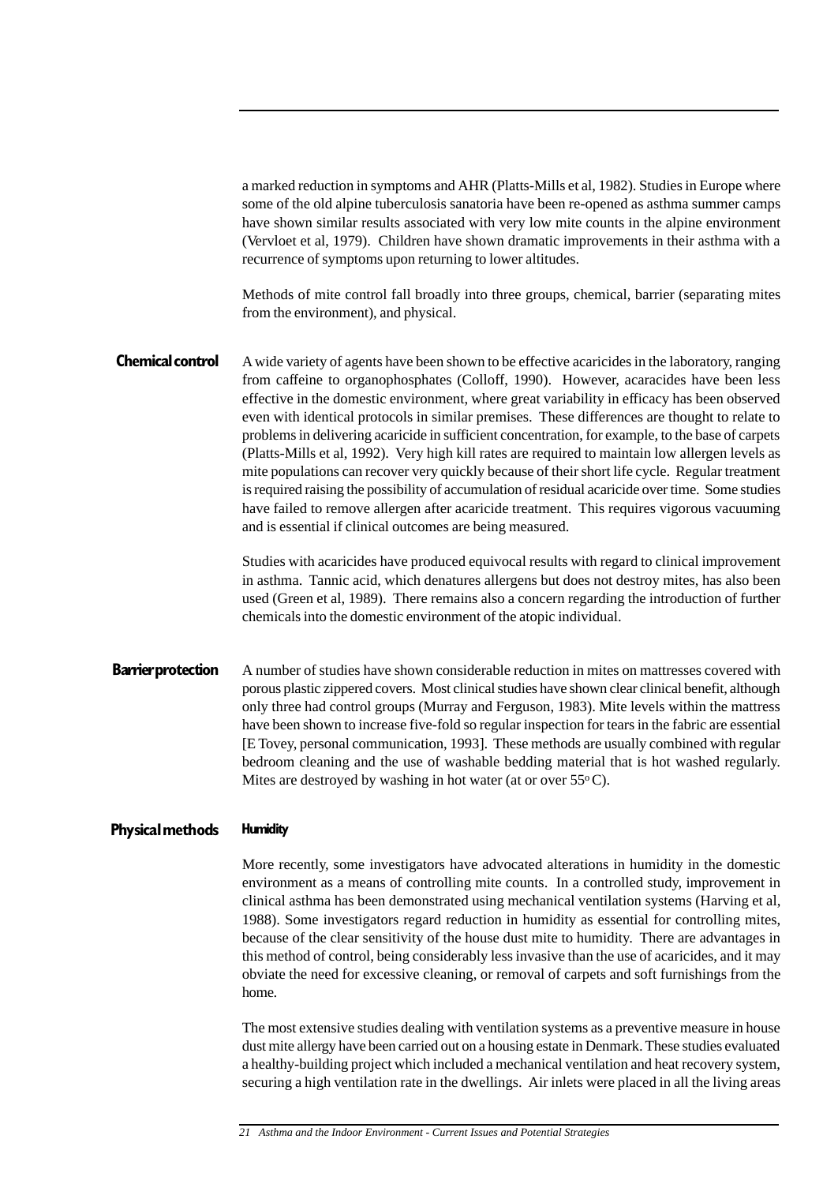a marked reduction in symptoms and AHR (Platts-Mills et al, 1982). Studies in Europe where some of the old alpine tuberculosis sanatoria have been re-opened as asthma summer camps have shown similar results associated with very low mite counts in the alpine environment (Vervloet et al, 1979). Children have shown dramatic improvements in their asthma with a recurrence of symptoms upon returning to lower altitudes.

Methods of mite control fall broadly into three groups, chemical, barrier (separating mites from the environment), and physical.

## Chemical control

A wide variety of agents have been shown to be effective acaricides in the laboratory, ranging from caffeine to organophosphates (Colloff, 1990). However, acaracides have been less effective in the domestic environment, where great variability in efficacy has been observed even with identical protocols in similar premises. These differences are thought to relate to problems in delivering acaricide in sufficient concentration, for example, to the base of carpets (Platts-Mills et al, 1992). Very high kill rates are required to maintain low allergen levels as mite populations can recover very quickly because of their short life cycle. Regular treatment is required raising the possibility of accumulation of residual acaricide over time. Some studies have failed to remove allergen after acaricide treatment. This requires vigorous vacuuming and is essential if clinical outcomes are being measured.

Studies with acaricides have produced equivocal results with regard to clinical improvement in asthma. Tannic acid, which denatures allergens but does not destroy mites, has also been used (Green et al, 1989). There remains also a concern regarding the introduction of further chemicals into the domestic environment of the atopic individual.

## Barrier protection

A number of studies have shown considerable reduction in mites on mattresses covered with porous plastic zippered covers. Most clinical studies have shown clear clinical benefit, although only three had control groups (Murray and Ferguson, 1983). Mite levels within the mattress have been shown to increase five-fold so regular inspection for tears in the fabric are essential [E Tovey, personal communication, 1993]. These methods are usually combined with regular bedroom cleaning and the use of washable bedding material that is hot washed regularly. Mites are destroyed by washing in hot water (at or over 55$^{o}$C).

## Physical methods

### Humidity

More recently, some investigators have advocated alterations in humidity in the domestic environment as a means of controlling mite counts. In a controlled study, improvement in clinical asthma has been demonstrated using mechanical ventilation systems (Harving et al, 1988). Some investigators regard reduction in humidity as essential for controlling mites, because of the clear sensitivity of the house dust mite to humidity. There are advantages in this method of control, being considerably less invasive than the use of acaricides, and it may obviate the need for excessive cleaning, or removal of carpets and soft furnishings from the home.

The most extensive studies dealing with ventilation systems as a preventive measure in house dust mite allergy have been carried out on a housing estate in Denmark. These studies evaluated a healthy-building project which included a mechanical ventilation and heat recovery system, securing a high ventilation rate in the dwellings. Air inlets were placed in all the living areas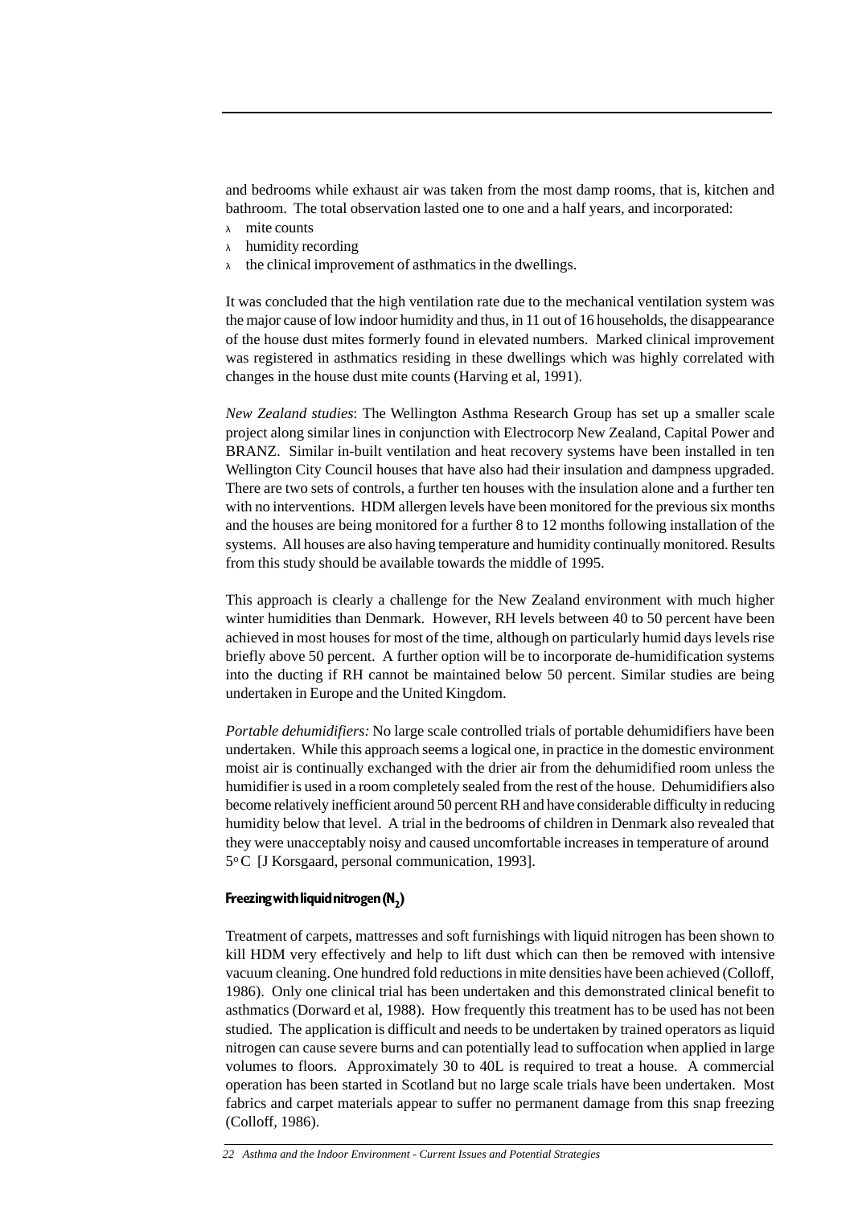and bedrooms while exhaust air was taken from the most damp rooms, that is, kitchen and bathroom. The total observation lasted one to one and a half years, and incorporated:

- mite counts
- humidity recording
- the clinical improvement of asthmatics in the dwellings.

It was concluded that the high ventilation rate due to the mechanical ventilation system was the major cause of low indoor humidity and thus, in 11 out of 16 households, the disappearance of the house dust mites formerly found in elevated numbers. Marked clinical improvement was registered in asthmatics residing in these dwellings which was highly correlated with changes in the house dust mite counts (Harving et al, 1991).

*New Zealand studies*: The Wellington Asthma Research Group has set up a smaller scale project along similar lines in conjunction with Electrocorp New Zealand, Capital Power and BRANZ. Similar in-built ventilation and heat recovery systems have been installed in ten Wellington City Council houses that have also had their insulation and dampness upgraded. There are two sets of controls, a further ten houses with the insulation alone and a further ten with no interventions. HDM allergen levels have been monitored for the previous six months and the houses are being monitored for a further 8 to 12 months following installation of the systems. All houses are also having temperature and humidity continually monitored. Results from this study should be available towards the middle of 1995.

This approach is clearly a challenge for the New Zealand environment with much higher winter humidities than Denmark. However, RH levels between 40 to 50 percent have been achieved in most houses for most of the time, although on particularly humid days levels rise briefly above 50 percent. A further option will be to incorporate de-humidification systems into the ducting if RH cannot be maintained below 50 percent. Similar studies are being undertaken in Europe and the United Kingdom.

*Portable dehumidifiers:* No large scale controlled trials of portable dehumidifiers have been undertaken. While this approach seems a logical one, in practice in the domestic environment moist air is continually exchanged with the drier air from the dehumidified room unless the humidifier is used in a room completely sealed from the rest of the house. Dehumidifiers also become relatively inefficient around 50 percent RH and have considerable difficulty in reducing humidity below that level. A trial in the bedrooms of children in Denmark also revealed that they were unacceptably noisy and caused uncomfortable increases in temperature of around $5^{o}$C [J Korsgaard, personal communication, 1993].

#### Freezing with liquid nitrogen ($N_2$)

Treatment of carpets, mattresses and soft furnishings with liquid nitrogen has been shown to kill HDM very effectively and help to lift dust which can then be removed with intensive vacuum cleaning. One hundred fold reductions in mite densities have been achieved (Colloff, 1986). Only one clinical trial has been undertaken and this demonstrated clinical benefit to asthmatics (Dorward et al, 1988). How frequently this treatment has to be used has not been studied. The application is difficult and needs to be undertaken by trained operators as liquid nitrogen can cause severe burns and can potentially lead to suffocation when applied in large volumes to floors. Approximately 30 to 40L is required to treat a house. A commercial operation has been started in Scotland but no large scale trials have been undertaken. Most fabrics and carpet materials appear to suffer no permanent damage from this snap freezing (Colloff, 1986).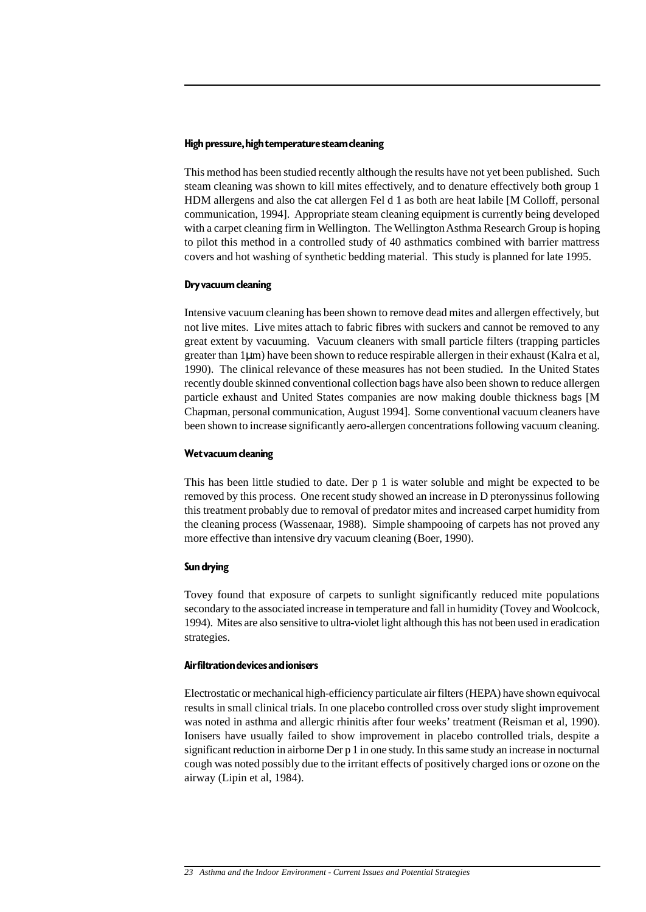#### High pressure, high temperature steam cleaning

This method has been studied recently although the results have not yet been published. Such steam cleaning was shown to kill mites effectively, and to denature effectively both group 1 HDM allergens and also the cat allergen Fel d 1 as both are heat labile [M Colloff, personal communication, 1994]. Appropriate steam cleaning equipment is currently being developed with a carpet cleaning firm in Wellington. The Wellington Asthma Research Group is hoping to pilot this method in a controlled study of 40 asthmatics combined with barrier mattress covers and hot washing of synthetic bedding material. This study is planned for late 1995.

#### Dry vacuum cleaning

Intensive vacuum cleaning has been shown to remove dead mites and allergen effectively, but not live mites. Live mites attach to fabric fibres with suckers and cannot be removed to any great extent by vacuuming. Vacuum cleaners with small particle filters (trapping particles greater than 1μm) have been shown to reduce respirable allergen in their exhaust (Kalra et al, 1990). The clinical relevance of these measures has not been studied. In the United States recently double skinned conventional collection bags have also been shown to reduce allergen particle exhaust and United States companies are now making double thickness bags [M Chapman, personal communication, August 1994]. Some conventional vacuum cleaners have been shown to increase significantly aero-allergen concentrations following vacuum cleaning.

#### Wet vacuum cleaning

This has been little studied to date. Der p 1 is water soluble and might be expected to be removed by this process. One recent study showed an increase in D pteronyssinus following this treatment probably due to removal of predator mites and increased carpet humidity from the cleaning process (Wassenaar, 1988). Simple shampooing of carpets has not proved any more effective than intensive dry vacuum cleaning (Boer, 1990).

#### Sun drying

Tovey found that exposure of carpets to sunlight significantly reduced mite populations secondary to the associated increase in temperature and fall in humidity (Tovey and Woolcock, 1994). Mites are also sensitive to ultra-violet light although this has not been used in eradication strategies.

#### Air filtration devices and ionisers

Electrostatic or mechanical high-efficiency particulate air filters (HEPA) have shown equivocal results in small clinical trials. In one placebo controlled cross over study slight improvement was noted in asthma and allergic rhinitis after four weeks' treatment (Reisman et al, 1990). Ionisers have usually failed to show improvement in placebo controlled trials, despite a significant reduction in airborne Der p 1 in one study. In this same study an increase in nocturnal cough was noted possibly due to the irritant effects of positively charged ions or ozone on the airway (Lipin et al, 1984).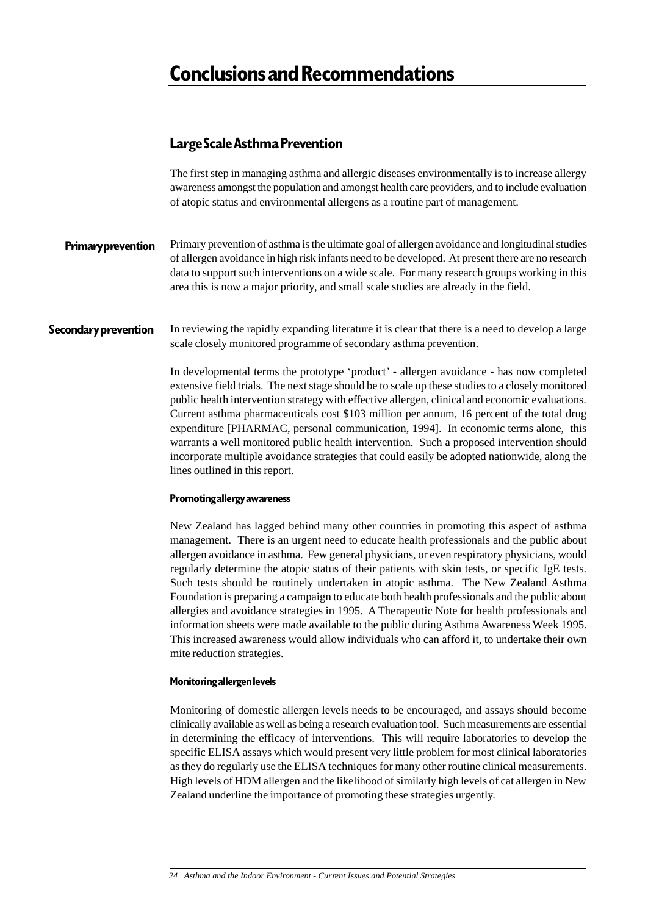# Conclusions and Recommendations

## Large Scale Asthma Prevention

The first step in managing asthma and allergic diseases environmentally is to increase allergy awareness amongst the population and amongst health care providers, and to include evaluation of atopic status and environmental allergens as a routine part of management.

### Primary prevention

Primary prevention of asthma is the ultimate goal of allergen avoidance and longitudinal studies of allergen avoidance in high risk infants need to be developed. At present there are no research data to support such interventions on a wide scale. For many research groups working in this area this is now a major priority, and small scale studies are already in the field.

### Secondary prevention

In reviewing the rapidly expanding literature it is clear that there is a need to develop a large scale closely monitored programme of secondary asthma prevention.

In developmental terms the prototype 'product' - allergen avoidance - has now completed extensive field trials. The next stage should be to scale up these studies to a closely monitored public health intervention strategy with effective allergen, clinical and economic evaluations. Current asthma pharmaceuticals cost $103 million per annum, 16 percent of the total drug expenditure [PHARMAC, personal communication, 1994]. In economic terms alone, this warrants a well monitored public health intervention. Such a proposed intervention should incorporate multiple avoidance strategies that could easily be adopted nationwide, along the lines outlined in this report.

#### Promoting allergy awareness

New Zealand has lagged behind many other countries in promoting this aspect of asthma management. There is an urgent need to educate health professionals and the public about allergen avoidance in asthma. Few general physicians, or even respiratory physicians, would regularly determine the atopic status of their patients with skin tests, or specific IgE tests. Such tests should be routinely undertaken in atopic asthma. The New Zealand Asthma Foundation is preparing a campaign to educate both health professionals and the public about allergies and avoidance strategies in 1995. A Therapeutic Note for health professionals and information sheets were made available to the public during Asthma Awareness Week 1995. This increased awareness would allow individuals who can afford it, to undertake their own mite reduction strategies.

#### Monitoring allergen levels

Monitoring of domestic allergen levels needs to be encouraged, and assays should become clinically available as well as being a research evaluation tool. Such measurements are essential in determining the efficacy of interventions. This will require laboratories to develop the specific ELISA assays which would present very little problem for most clinical laboratories as they do regularly use the ELISA techniques for many other routine clinical measurements. High levels of HDM allergen and the likelihood of similarly high levels of cat allergen in New Zealand underline the importance of promoting these strategies urgently.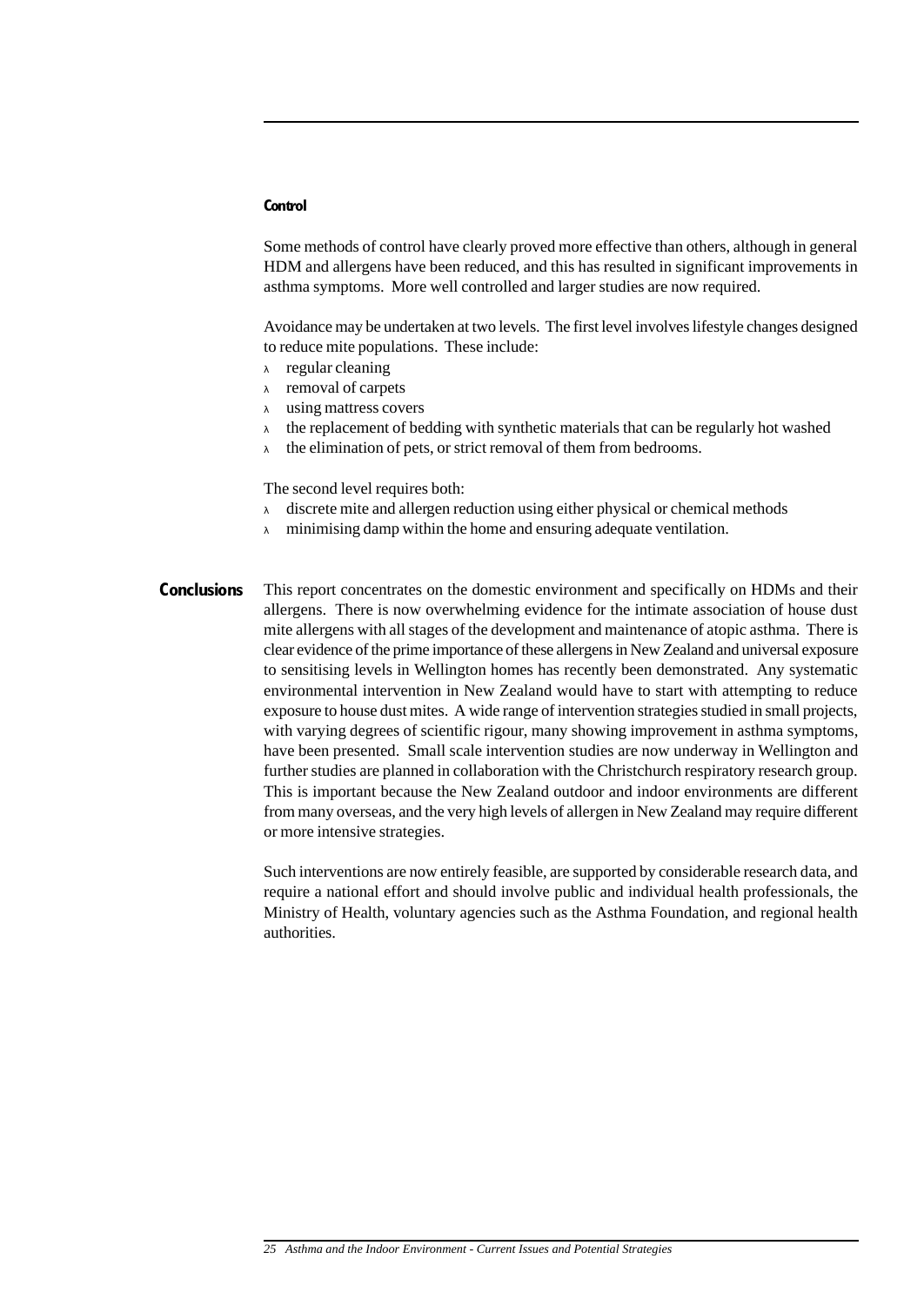### Control

Some methods of control have clearly proved more effective than others, although in general HDM and allergens have been reduced, and this has resulted in significant improvements in asthma symptoms. More well controlled and larger studies are now required.

Avoidance may be undertaken at two levels. The first level involves lifestyle changes designed to reduce mite populations. These include:

- regular cleaning
- removal of carpets
- using mattress covers
- the replacement of bedding with synthetic materials that can be regularly hot washed
- the elimination of pets, or strict removal of them from bedrooms.

The second level requires both:

- discrete mite and allergen reduction using either physical or chemical methods
- minimising damp within the home and ensuring adequate ventilation.

## Conclusions

This report concentrates on the domestic environment and specifically on HDMs and their allergens. There is now overwhelming evidence for the intimate association of house dust mite allergens with all stages of the development and maintenance of atopic asthma. There is clear evidence of the prime importance of these allergens in New Zealand and universal exposure to sensitising levels in Wellington homes has recently been demonstrated. Any systematic environmental intervention in New Zealand would have to start with attempting to reduce exposure to house dust mites. A wide range of intervention strategies studied in small projects, with varying degrees of scientific rigour, many showing improvement in asthma symptoms, have been presented. Small scale intervention studies are now underway in Wellington and further studies are planned in collaboration with the Christchurch respiratory research group. This is important because the New Zealand outdoor and indoor environments are different from many overseas, and the very high levels of allergen in New Zealand may require different or more intensive strategies.

Such interventions are now entirely feasible, are supported by considerable research data, and require a national effort and should involve public and individual health professionals, the Ministry of Health, voluntary agencies such as the Asthma Foundation, and regional health authorities.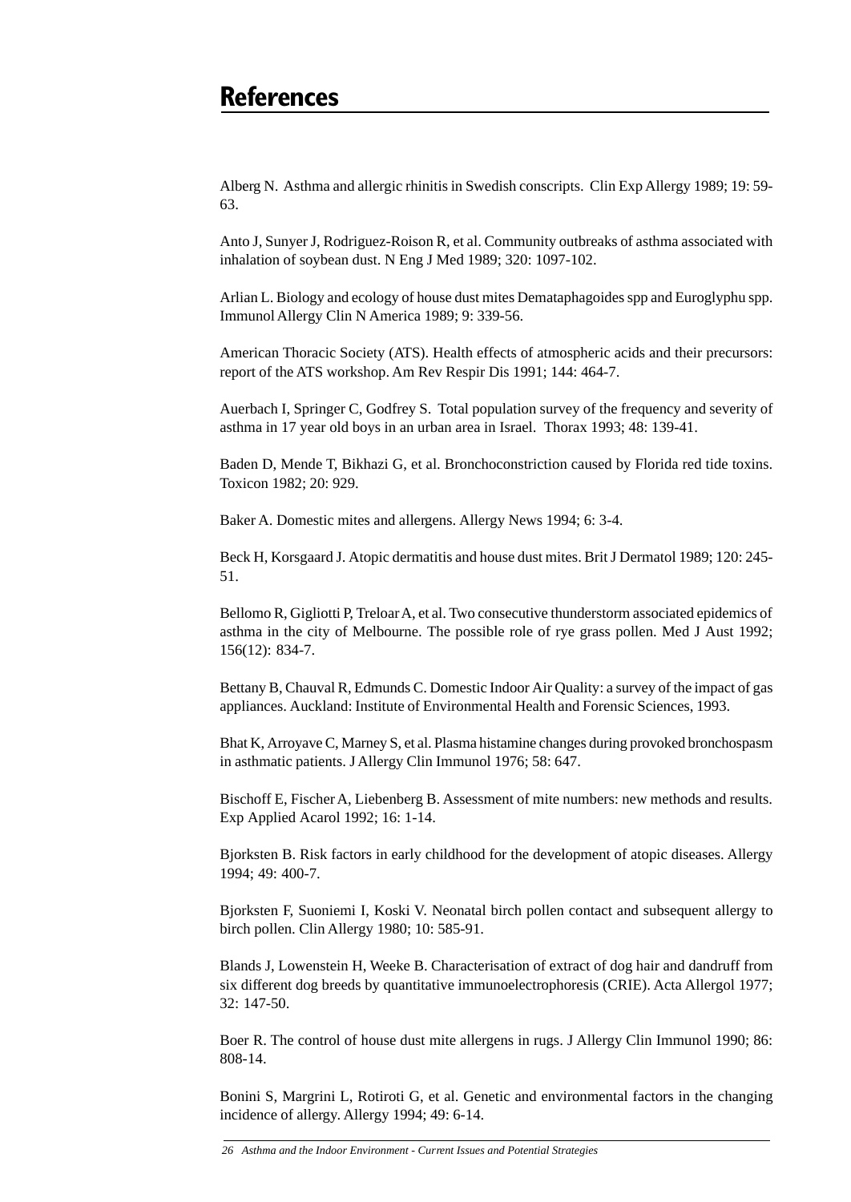# References

Alberg N. Asthma and allergic rhinitis in Swedish conscripts. Clin Exp Allergy 1989; 19: 59-63.

Anto J, Sunyer J, Rodriguez-Roison R, et al. Community outbreaks of asthma associated with inhalation of soybean dust. N Eng J Med 1989; 320: 1097-102.

Arlian L. Biology and ecology of house dust mites Demataphagoides spp and Euroglyphu spp. Immunol Allergy Clin N America 1989; 9: 339-56.

American Thoracic Society (ATS). Health effects of atmospheric acids and their precursors: report of the ATS workshop. Am Rev Respir Dis 1991; 144: 464-7.

Auerbach I, Springer C, Godfrey S. Total population survey of the frequency and severity of asthma in 17 year old boys in an urban area in Israel. Thorax 1993; 48: 139-41.

Baden D, Mende T, Bikhazi G, et al. Bronchoconstriction caused by Florida red tide toxins. Toxicon 1982; 20: 929.

Baker A. Domestic mites and allergens. Allergy News 1994; 6: 3-4.

Beck H, Korsgaard J. Atopic dermatitis and house dust mites. Brit J Dermatol 1989; 120: 245-51.

Bellomo R, Gigliotti P, Treloar A, et al. Two consecutive thunderstorm associated epidemics of asthma in the city of Melbourne. The possible role of rye grass pollen. Med J Aust 1992; 156(12): 834-7.

Bettany B, Chauval R, Edmunds C. Domestic Indoor Air Quality: a survey of the impact of gas appliances. Auckland: Institute of Environmental Health and Forensic Sciences, 1993.

Bhat K, Arroyave C, Marney S, et al. Plasma histamine changes during provoked bronchospasm in asthmatic patients. J Allergy Clin Immunol 1976; 58: 647.

Bischoff E, Fischer A, Liebenberg B. Assessment of mite numbers: new methods and results. Exp Applied Acarol 1992; 16: 1-14.

Bjorksten B. Risk factors in early childhood for the development of atopic diseases. Allergy 1994; 49: 400-7.

Bjorksten F, Suoniemi I, Koski V. Neonatal birch pollen contact and subsequent allergy to birch pollen. Clin Allergy 1980; 10: 585-91.

Blands J, Lowenstein H, Weeke B. Characterisation of extract of dog hair and dandruff from six different dog breeds by quantitative immunoelectrophoresis (CRIE). Acta Allergol 1977; 32: 147-50.

Boer R. The control of house dust mite allergens in rugs. J Allergy Clin Immunol 1990; 86: 808-14.

Bonini S, Margrini L, Rotiroti G, et al. Genetic and environmental factors in the changing incidence of allergy. Allergy 1994; 49: 6-14.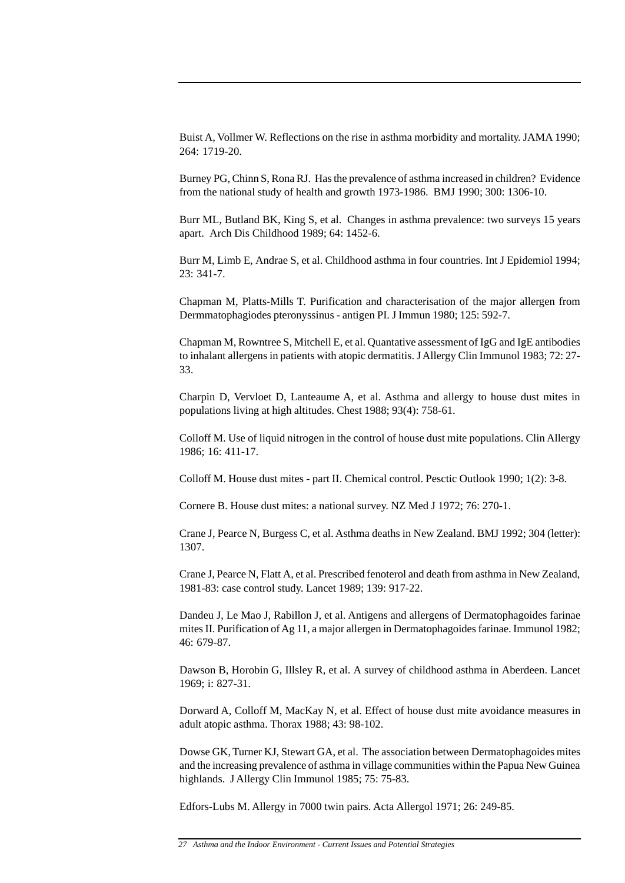Buist A, Vollmer W. Reflections on the rise in asthma morbidity and mortality. JAMA 1990; 264: 1719-20.

Burney PG, Chinn S, Rona RJ. Has the prevalence of asthma increased in children? Evidence from the national study of health and growth 1973-1986. BMJ 1990; 300: 1306-10.

Burr ML, Butland BK, King S, et al. Changes in asthma prevalence: two surveys 15 years apart. Arch Dis Childhood 1989; 64: 1452-6.

Burr M, Limb E, Andrae S, et al. Childhood asthma in four countries. Int J Epidemiol 1994; 23: 341-7.

Chapman M, Platts-Mills T. Purification and characterisation of the major allergen from Dermmatophagiodes pteronyssinus - antigen PI. J Immun 1980; 125: 592-7.

Chapman M, Rowntree S, Mitchell E, et al. Quantative assessment of IgG and IgE antibodies to inhalant allergens in patients with atopic dermatitis. J Allergy Clin Immunol 1983; 72: 27-33.

Charpin D, Vervloet D, Lanteaume A, et al. Asthma and allergy to house dust mites in populations living at high altitudes. Chest 1988; 93(4): 758-61.

Colloff M. Use of liquid nitrogen in the control of house dust mite populations. Clin Allergy 1986; 16: 411-17.

Colloff M. House dust mites - part II. Chemical control. Pesctic Outlook 1990; 1(2): 3-8.

Cornere B. House dust mites: a national survey. NZ Med J 1972; 76: 270-1.

Crane J, Pearce N, Burgess C, et al. Asthma deaths in New Zealand. BMJ 1992; 304 (letter): 1307.

Crane J, Pearce N, Flatt A, et al. Prescribed fenoterol and death from asthma in New Zealand, 1981-83: case control study. Lancet 1989; 139: 917-22.

Dandeu J, Le Mao J, Rabillon J, et al. Antigens and allergens of Dermatophagoides farinae mites II. Purification of Ag 11, a major allergen in Dermatophagoides farinae. Immunol 1982; 46: 679-87.

Dawson B, Horobin G, Illsley R, et al. A survey of childhood asthma in Aberdeen. Lancet 1969; i: 827-31.

Dorward A, Colloff M, MacKay N, et al. Effect of house dust mite avoidance measures in adult atopic asthma. Thorax 1988; 43: 98-102.

Dowse GK, Turner KJ, Stewart GA, et al. The association between Dermatophagoides mites and the increasing prevalence of asthma in village communities within the Papua New Guinea highlands. J Allergy Clin Immunol 1985; 75: 75-83.

Edfors-Lubs M. Allergy in 7000 twin pairs. Acta Allergol 1971; 26: 249-85.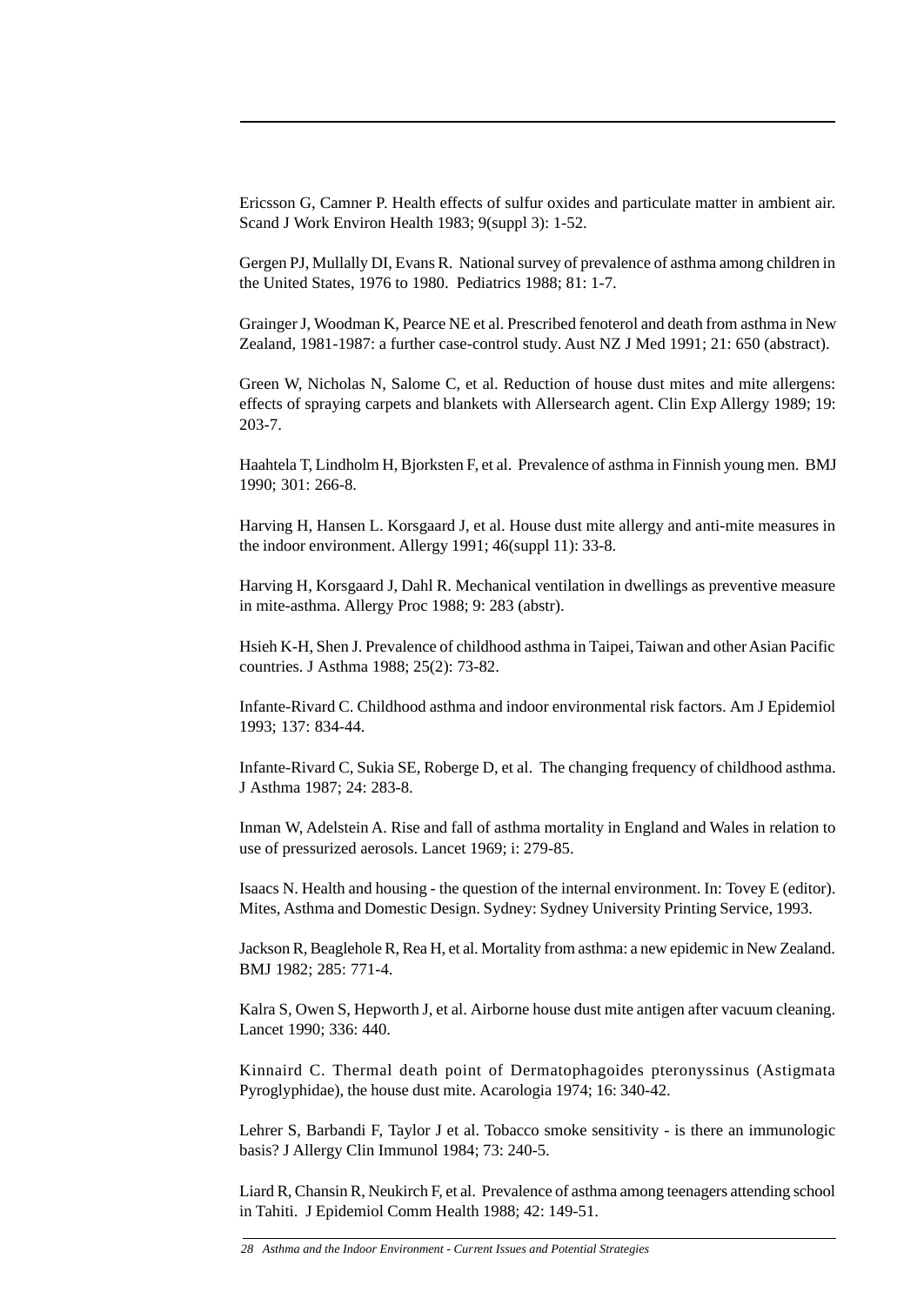Ericsson G, Camner P. Health effects of sulfur oxides and particulate matter in ambient air. Scand J Work Environ Health 1983; 9(suppl 3): 1-52.

Gergen PJ, Mullally DI, Evans R. National survey of prevalence of asthma among children in the United States, 1976 to 1980. Pediatrics 1988; 81: 1-7.

Grainger J, Woodman K, Pearce NE et al. Prescribed fenoterol and death from asthma in New Zealand, 1981-1987: a further case-control study. Aust NZ J Med 1991; 21: 650 (abstract).

Green W, Nicholas N, Salome C, et al. Reduction of house dust mites and mite allergens: effects of spraying carpets and blankets with Allersearch agent. Clin Exp Allergy 1989; 19: 203-7.

Haahtela T, Lindholm H, Bjorksten F, et al. Prevalence of asthma in Finnish young men. BMJ 1990; 301: 266-8.

Harving H, Hansen L. Korsgaard J, et al. House dust mite allergy and anti-mite measures in the indoor environment. Allergy 1991; 46(suppl 11): 33-8.

Harving H, Korsgaard J, Dahl R. Mechanical ventilation in dwellings as preventive measure in mite-asthma. Allergy Proc 1988; 9: 283 (abstr).

Hsieh K-H, Shen J. Prevalence of childhood asthma in Taipei, Taiwan and other Asian Pacific countries. J Asthma 1988; 25(2): 73-82.

Infante-Rivard C. Childhood asthma and indoor environmental risk factors. Am J Epidemiol 1993; 137: 834-44.

Infante-Rivard C, Sukia SE, Roberge D, et al. The changing frequency of childhood asthma. J Asthma 1987; 24: 283-8.

Inman W, Adelstein A. Rise and fall of asthma mortality in England and Wales in relation to use of pressurized aerosols. Lancet 1969; i: 279-85.

Isaacs N. Health and housing - the question of the internal environment. In: Tovey E (editor). Mites, Asthma and Domestic Design. Sydney: Sydney University Printing Service, 1993.

Jackson R, Beaglehole R, Rea H, et al. Mortality from asthma: a new epidemic in New Zealand. BMJ 1982; 285: 771-4.

Kalra S, Owen S, Hepworth J, et al. Airborne house dust mite antigen after vacuum cleaning. Lancet 1990; 336: 440.

Kinnaird C. Thermal death point of Dermatophagoides pteronyssinus (Astigmata Pyroglyphidae), the house dust mite. Acarologia 1974; 16: 340-42.

Lehrer S, Barbandi F, Taylor J et al. Tobacco smoke sensitivity - is there an immunologic basis? J Allergy Clin Immunol 1984; 73: 240-5.

Liard R, Chansin R, Neukirch F, et al. Prevalence of asthma among teenagers attending school in Tahiti. J Epidemiol Comm Health 1988; 42: 149-51.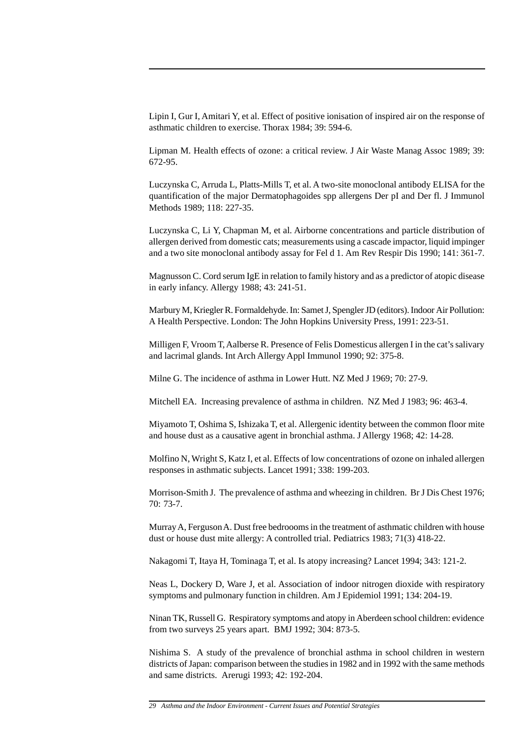Lipin I, Gur I, Amitari Y, et al. Effect of positive ionisation of inspired air on the response of asthmatic children to exercise. Thorax 1984; 39: 594-6.

Lipman M. Health effects of ozone: a critical review. J Air Waste Manag Assoc 1989; 39: 672-95.

Luczynska C, Arruda L, Platts-Mills T, et al. A two-site monoclonal antibody ELISA for the quantification of the major Dermatophagoides spp allergens Der pI and Der fl. J Immunol Methods 1989; 118: 227-35.

Luczynska C, Li Y, Chapman M, et al. Airborne concentrations and particle distribution of allergen derived from domestic cats; measurements using a cascade impactor, liquid impinger and a two site monoclonal antibody assay for Fel d 1. Am Rev Respir Dis 1990; 141: 361-7.

Magnusson C. Cord serum IgE in relation to family history and as a predictor of atopic disease in early infancy. Allergy 1988; 43: 241-51.

Marbury M, Kriegler R. Formaldehyde. In: Samet J, Spengler JD (editors). Indoor Air Pollution: A Health Perspective. London: The John Hopkins University Press, 1991: 223-51.

Milligen F, Vroom T, Aalberse R. Presence of Felis Domesticus allergen I in the cat's salivary and lacrimal glands. Int Arch Allergy Appl Immunol 1990; 92: 375-8.

Milne G. The incidence of asthma in Lower Hutt. NZ Med J 1969; 70: 27-9.

Mitchell EA. Increasing prevalence of asthma in children. NZ Med J 1983; 96: 463-4.

Miyamoto T, Oshima S, Ishizaka T, et al. Allergenic identity between the common floor mite and house dust as a causative agent in bronchial asthma. J Allergy 1968; 42: 14-28.

Molfino N, Wright S, Katz I, et al. Effects of low concentrations of ozone on inhaled allergen responses in asthmatic subjects. Lancet 1991; 338: 199-203.

Morrison-Smith J. The prevalence of asthma and wheezing in children. Br J Dis Chest 1976; 70: 73-7.

Murray A, Ferguson A. Dust free bedroooms in the treatment of asthmatic children with house dust or house dust mite allergy: A controlled trial. Pediatrics 1983; 71(3) 418-22.

Nakagomi T, Itaya H, Tominaga T, et al. Is atopy increasing? Lancet 1994; 343: 121-2.

Neas L, Dockery D, Ware J, et al. Association of indoor nitrogen dioxide with respiratory symptoms and pulmonary function in children. Am J Epidemiol 1991; 134: 204-19.

Ninan TK, Russell G. Respiratory symptoms and atopy in Aberdeen school children: evidence from two surveys 25 years apart. BMJ 1992; 304: 873-5.

Nishima S. A study of the prevalence of bronchial asthma in school children in western districts of Japan: comparison between the studies in 1982 and in 1992 with the same methods and same districts. Arerugi 1993; 42: 192-204.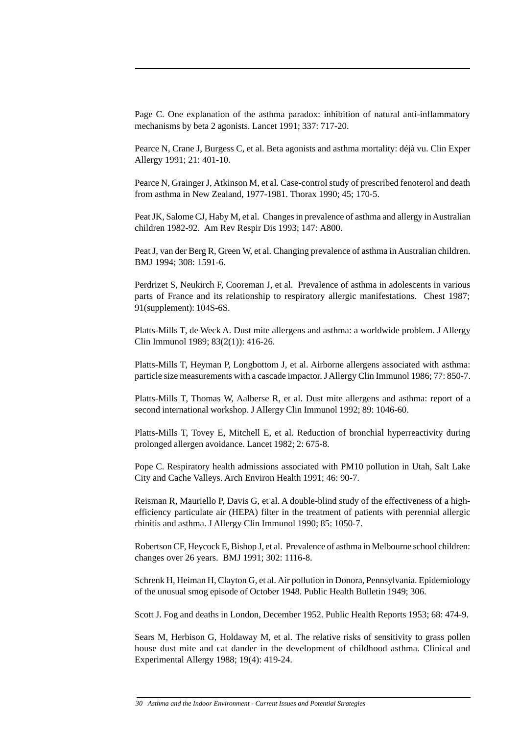Page C. One explanation of the asthma paradox: inhibition of natural anti-inflammatory mechanisms by beta 2 agonists. Lancet 1991; 337: 717-20.

Pearce N, Crane J, Burgess C, et al. Beta agonists and asthma mortality: déjà vu. Clin Exper Allergy 1991; 21: 401-10.

Pearce N, Grainger J, Atkinson M, et al. Case-control study of prescribed fenoterol and death from asthma in New Zealand, 1977-1981. Thorax 1990; 45; 170-5.

Peat JK, Salome CJ, Haby M, et al. Changes in prevalence of asthma and allergy in Australian children 1982-92. Am Rev Respir Dis 1993; 147: A800.

Peat J, van der Berg R, Green W, et al. Changing prevalence of asthma in Australian children. BMJ 1994; 308: 1591-6.

Perdrizet S, Neukirch F, Cooreman J, et al. Prevalence of asthma in adolescents in various parts of France and its relationship to respiratory allergic manifestations. Chest 1987; 91(supplement): 104S-6S.

Platts-Mills T, de Weck A. Dust mite allergens and asthma: a worldwide problem. J Allergy Clin Immunol 1989; 83(2(1)): 416-26.

Platts-Mills T, Heyman P, Longbottom J, et al. Airborne allergens associated with asthma: particle size measurements with a cascade impactor. J Allergy Clin Immunol 1986; 77: 850-7.

Platts-Mills T, Thomas W, Aalberse R, et al. Dust mite allergens and asthma: report of a second international workshop. J Allergy Clin Immunol 1992; 89: 1046-60.

Platts-Mills T, Tovey E, Mitchell E, et al. Reduction of bronchial hyperreactivity during prolonged allergen avoidance. Lancet 1982; 2: 675-8.

Pope C. Respiratory health admissions associated with PM10 pollution in Utah, Salt Lake City and Cache Valleys. Arch Environ Health 1991; 46: 90-7.

Reisman R, Mauriello P, Davis G, et al. A double-blind study of the effectiveness of a high-efficiency particulate air (HEPA) filter in the treatment of patients with perennial allergic rhinitis and asthma. J Allergy Clin Immunol 1990; 85: 1050-7.

Robertson CF, Heycock E, Bishop J, et al. Prevalence of asthma in Melbourne school children: changes over 26 years. BMJ 1991; 302: 1116-8.

Schrenk H, Heiman H, Clayton G, et al. Air pollution in Donora, Pennsylvania. Epidemiology of the unusual smog episode of October 1948. Public Health Bulletin 1949; 306.

Scott J. Fog and deaths in London, December 1952. Public Health Reports 1953; 68: 474-9.

Sears M, Herbison G, Holdaway M, et al. The relative risks of sensitivity to grass pollen house dust mite and cat dander in the development of childhood asthma. Clinical and Experimental Allergy 1988; 19(4): 419-24.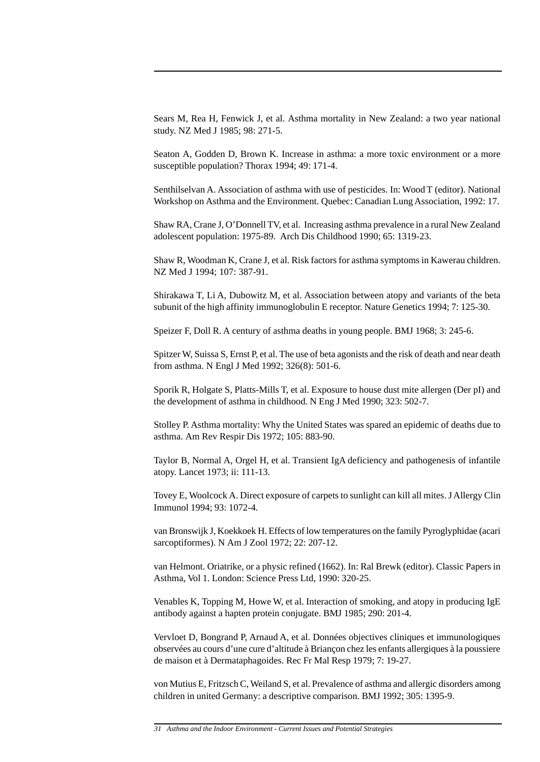Sears M, Rea H, Fenwick J, et al. Asthma mortality in New Zealand: a two year national study. NZ Med J 1985; 98: 271-5.

Seaton A, Godden D, Brown K. Increase in asthma: a more toxic environment or a more susceptible population? Thorax 1994; 49: 171-4.

Senthilselvan A. Association of asthma with use of pesticides. In: Wood T (editor). National Workshop on Asthma and the Environment. Quebec: Canadian Lung Association, 1992: 17.

Shaw RA, Crane J, O'Donnell TV, et al. Increasing asthma prevalence in a rural New Zealand adolescent population: 1975-89. Arch Dis Childhood 1990; 65: 1319-23.

Shaw R, Woodman K, Crane J, et al. Risk factors for asthma symptoms in Kawerau children. NZ Med J 1994; 107: 387-91.

Shirakawa T, Li A, Dubowitz M, et al. Association between atopy and variants of the beta subunit of the high affinity immunoglobulin E receptor. Nature Genetics 1994; 7: 125-30.

Speizer F, Doll R. A century of asthma deaths in young people. BMJ 1968; 3: 245-6.

Spitzer W, Suissa S, Ernst P, et al. The use of beta agonists and the risk of death and near death from asthma. N Engl J Med 1992; 326(8): 501-6.

Sporik R, Holgate S, Platts-Mills T, et al. Exposure to house dust mite allergen (Der pI) and the development of asthma in childhood. N Eng J Med 1990; 323: 502-7.

Stolley P. Asthma mortality: Why the United States was spared an epidemic of deaths due to asthma. Am Rev Respir Dis 1972; 105: 883-90.

Taylor B, Normal A, Orgel H, et al. Transient IgA deficiency and pathogenesis of infantile atopy. Lancet 1973; ii: 111-13.

Tovey E, Woolcock A. Direct exposure of carpets to sunlight can kill all mites. J Allergy Clin Immunol 1994; 93: 1072-4.

van Bronswijk J, Koekkoek H. Effects of low temperatures on the family Pyroglyphidae (acari sarcoptiformes). N Am J Zool 1972; 22: 207-12.

van Helmont. Oriatrike, or a physic refined (1662). In: Ral Brewk (editor). Classic Papers in Asthma, Vol 1. London: Science Press Ltd, 1990: 320-25.

Venables K, Topping M, Howe W, et al. Interaction of smoking, and atopy in producing IgE antibody against a hapten protein conjugate. BMJ 1985; 290: 201-4.

Vervloet D, Bongrand P, Arnaud A, et al. Données objectives cliniques et immunologiques observées au cours d'une cure d'altitude à Briançon chez les enfants allergiques à la poussiere de maison et à Dermataphagoides. Rec Fr Mal Resp 1979; 7: 19-27.

von Mutius E, Fritzsch C, Weiland S, et al. Prevalence of asthma and allergic disorders among children in united Germany: a descriptive comparison. BMJ 1992; 305: 1395-9.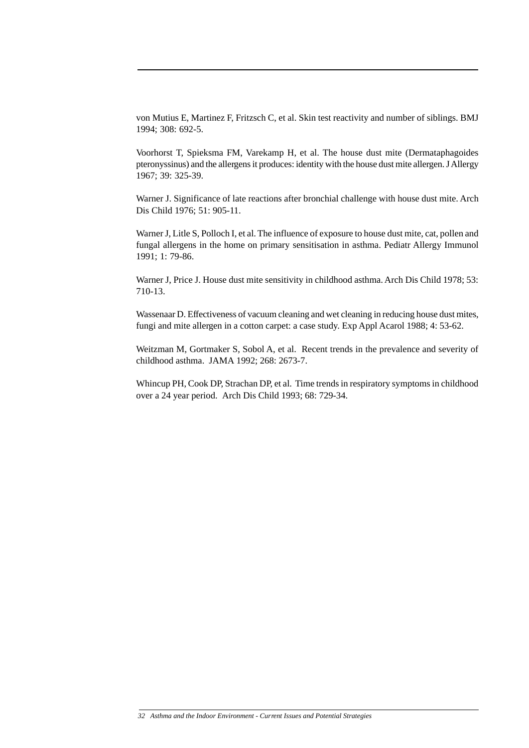von Mutius E, Martinez F, Fritzsch C, et al. Skin test reactivity and number of siblings. BMJ 1994; 308: 692-5.

Voorhorst T, Spieksma FM, Varekamp H, et al. The house dust mite (Dermataphagoides pteronyssinus) and the allergens it produces: identity with the house dust mite allergen. J Allergy 1967; 39: 325-39.

Warner J. Significance of late reactions after bronchial challenge with house dust mite. Arch Dis Child 1976; 51: 905-11.

Warner J, Litle S, Polloch I, et al. The influence of exposure to house dust mite, cat, pollen and fungal allergens in the home on primary sensitisation in asthma. Pediatr Allergy Immunol 1991; 1: 79-86.

Warner J, Price J. House dust mite sensitivity in childhood asthma. Arch Dis Child 1978; 53: 710-13.

Wassenaar D. Effectiveness of vacuum cleaning and wet cleaning in reducing house dust mites, fungi and mite allergen in a cotton carpet: a case study. Exp Appl Acarol 1988; 4: 53-62.

Weitzman M, Gortmaker S, Sobol A, et al. Recent trends in the prevalence and severity of childhood asthma. JAMA 1992; 268: 2673-7.

Whincup PH, Cook DP, Strachan DP, et al. Time trends in respiratory symptoms in childhood over a 24 year period. Arch Dis Child 1993; 68: 729-34.